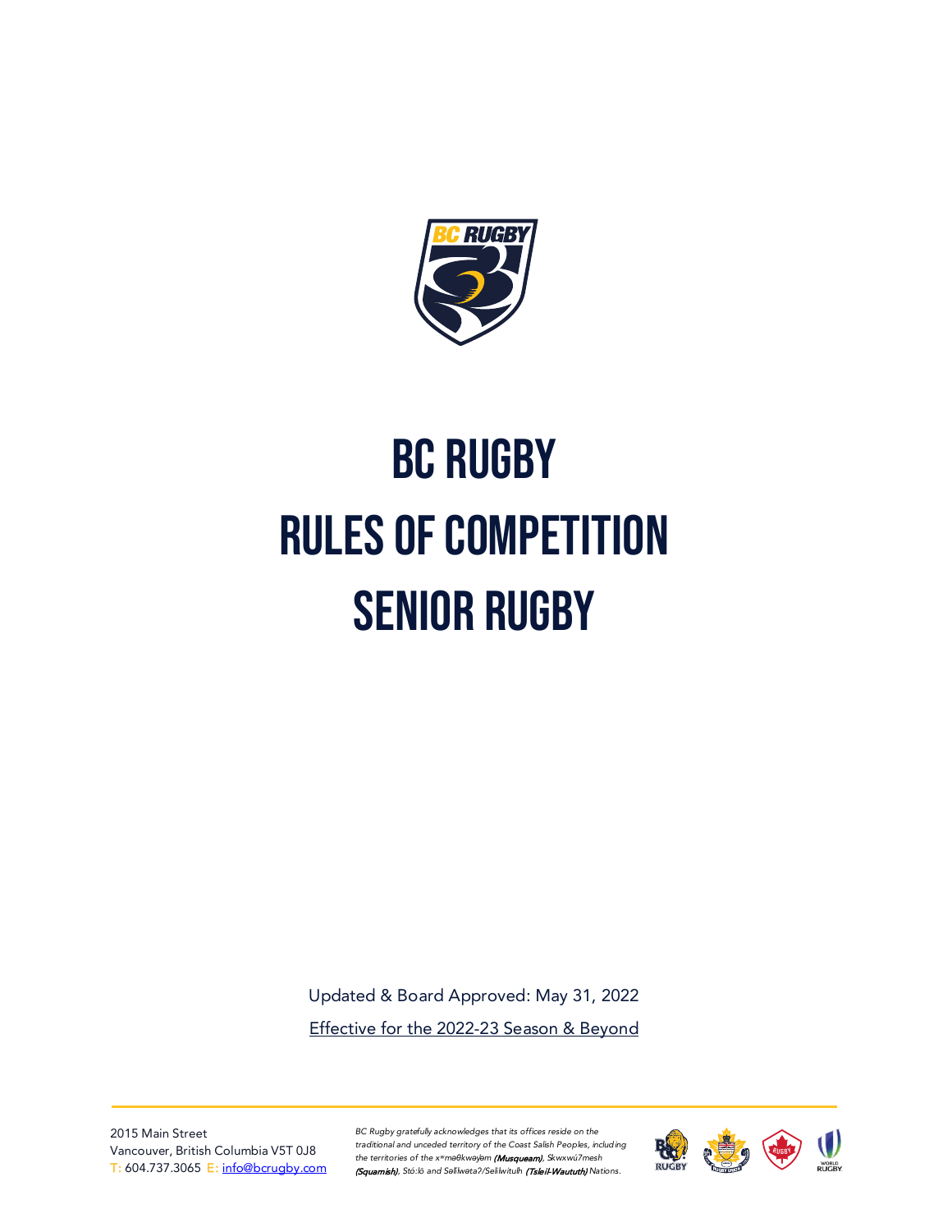# BC RUGBY
# RULES OF COMPETITION
# SENIOR RUGBY

Updated & Board Approved: May 31, 2022

Effective for the 2022-23 Season & Beyond

2015 Main Street
Vancouver, British Columbia V5T 0J8
T: 604.737.3065 E: info@bcrugby.com

*BC Rugby gratefully acknowledges that its offices reside on the traditional and unceded territory of the Coast Salish Peoples, including the territories of the xʷməθkwəy̓əm **(Musqueam)**, Skwxwú7mesh **(Squamish)**, Stó:lō and Səl̓ílwətaʔ/Selilwitulh **(Tsleil-Waututh)** Nations.*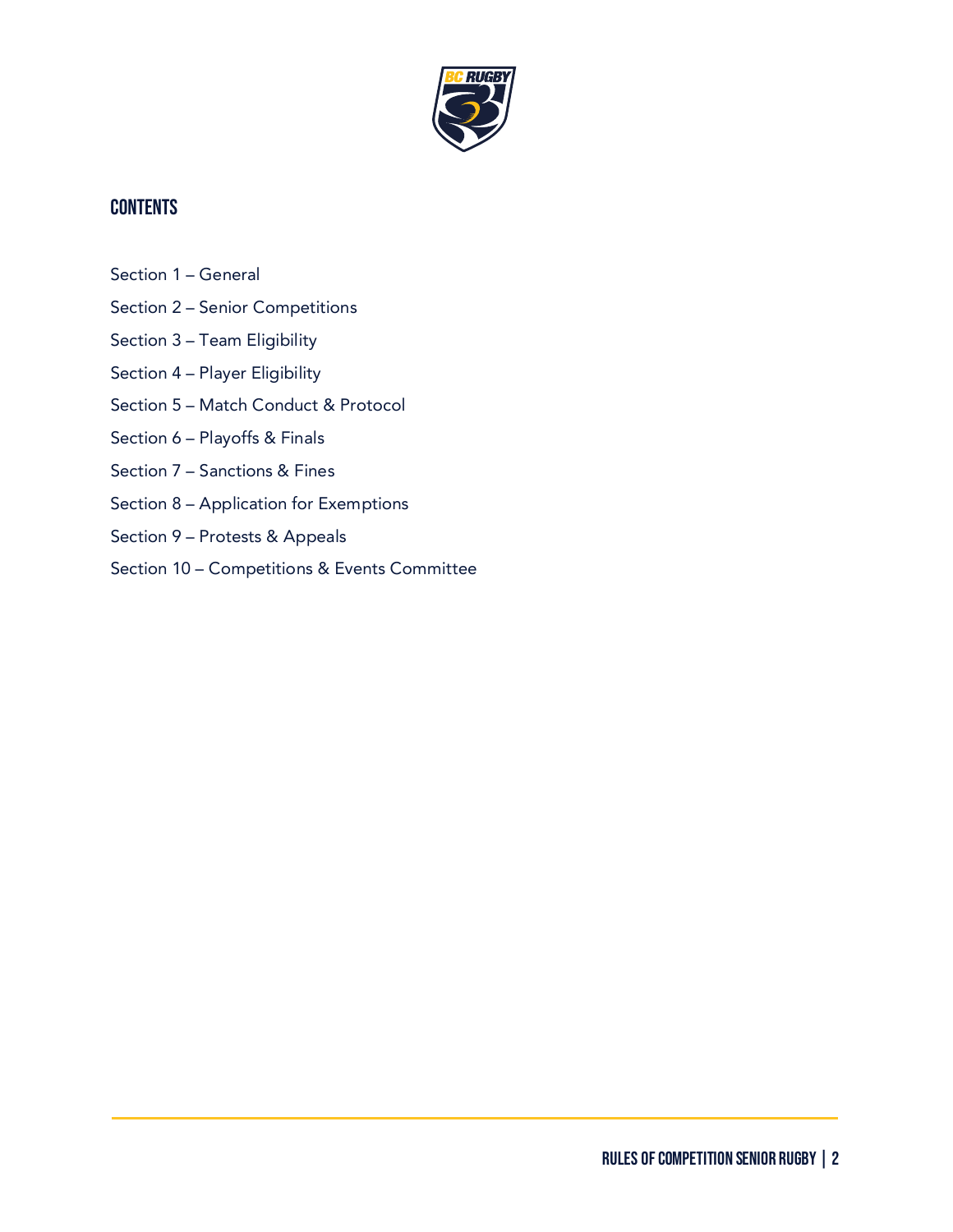# CONTENTS

Section 1 – General

Section 2 – Senior Competitions

Section 3 – Team Eligibility

Section 4 – Player Eligibility

Section 5 – Match Conduct & Protocol

Section 6 – Playoffs & Finals

Section 7 – Sanctions & Fines

Section 8 – Application for Exemptions

Section 9 – Protests & Appeals

Section 10 – Competitions & Events Committee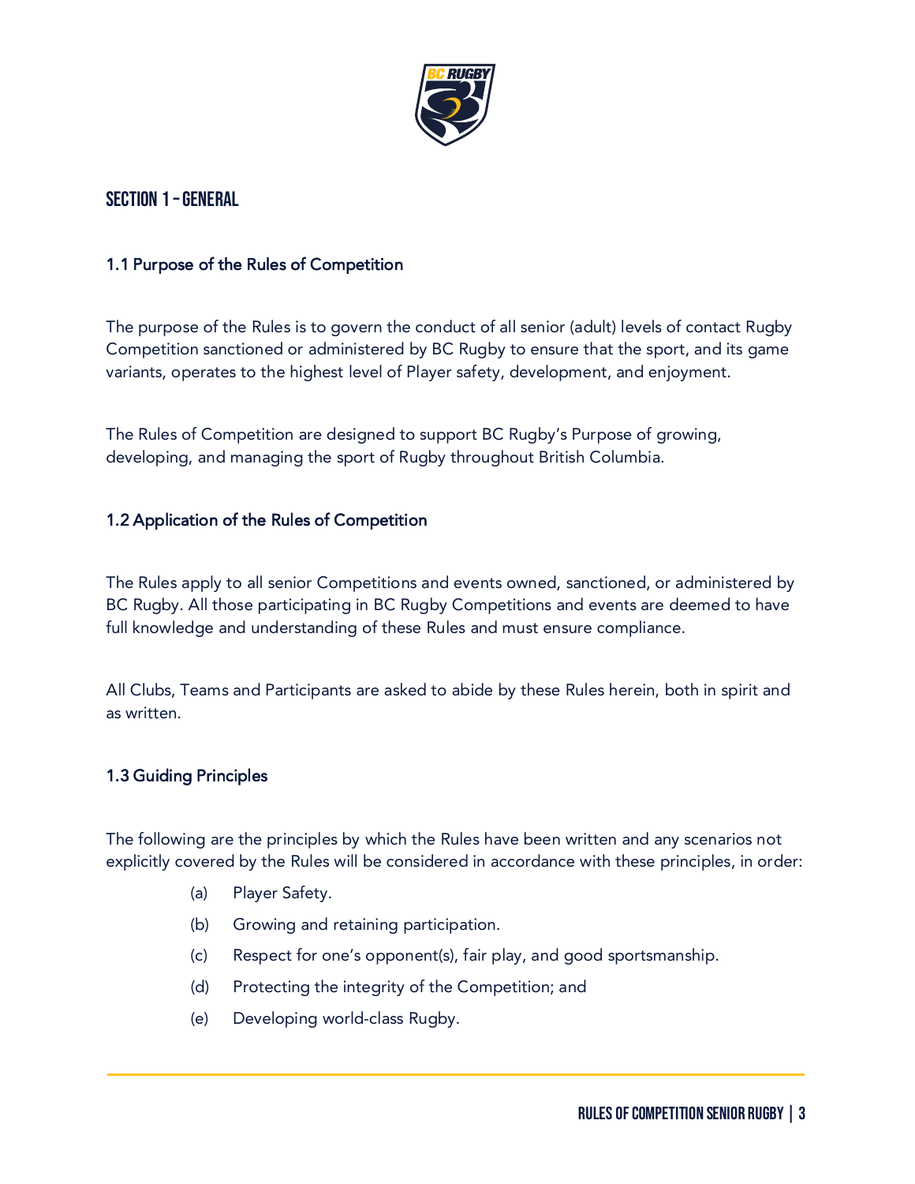## SECTION 1 – GENERAL

### 1.1 Purpose of the Rules of Competition

The purpose of the Rules is to govern the conduct of all senior (adult) levels of contact Rugby Competition sanctioned or administered by BC Rugby to ensure that the sport, and its game variants, operates to the highest level of Player safety, development, and enjoyment.

The Rules of Competition are designed to support BC Rugby's Purpose of growing, developing, and managing the sport of Rugby throughout British Columbia.

### 1.2 Application of the Rules of Competition

The Rules apply to all senior Competitions and events owned, sanctioned, or administered by BC Rugby. All those participating in BC Rugby Competitions and events are deemed to have full knowledge and understanding of these Rules and must ensure compliance.

All Clubs, Teams and Participants are asked to abide by these Rules herein, both in spirit and as written.

### 1.3 Guiding Principles

The following are the principles by which the Rules have been written and any scenarios not explicitly covered by the Rules will be considered in accordance with these principles, in order:

- (a) Player Safety.
- (b) Growing and retaining participation.
- (c) Respect for one's opponent(s), fair play, and good sportsmanship.
- (d) Protecting the integrity of the Competition; and
- (e) Developing world-class Rugby.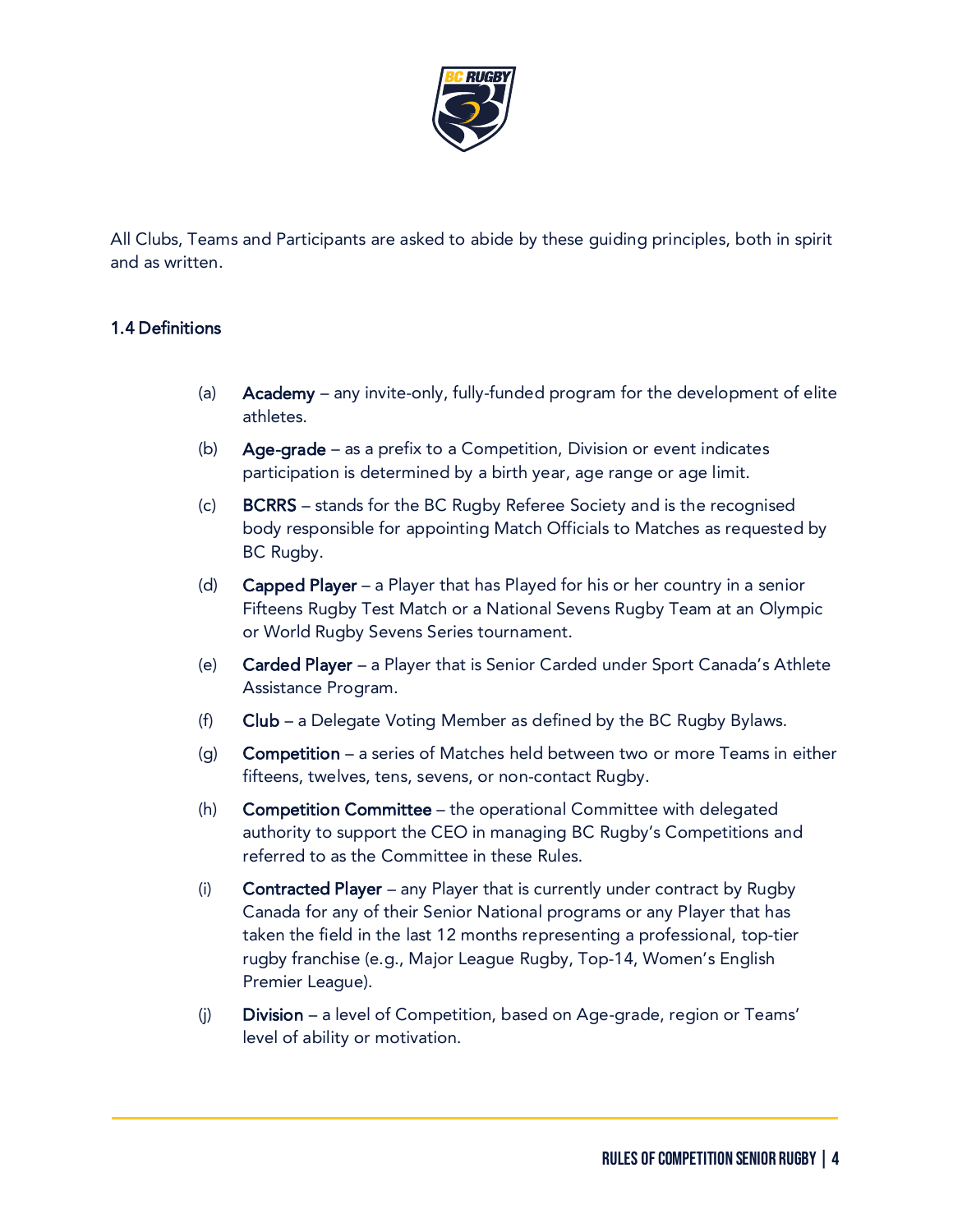All Clubs, Teams and Participants are asked to abide by these guiding principles, both in spirit and as written.

### 1.4 Definitions

(a) **Academy** – any invite-only, fully-funded program for the development of elite athletes.

(b) **Age-grade** – as a prefix to a Competition, Division or event indicates participation is determined by a birth year, age range or age limit.

(c) **BCRRS** – stands for the BC Rugby Referee Society and is the recognised body responsible for appointing Match Officials to Matches as requested by BC Rugby.

(d) **Capped Player** – a Player that has Played for his or her country in a senior Fifteens Rugby Test Match or a National Sevens Rugby Team at an Olympic or World Rugby Sevens Series tournament.

(e) **Carded Player** – a Player that is Senior Carded under Sport Canada's Athlete Assistance Program.

(f) **Club** – a Delegate Voting Member as defined by the BC Rugby Bylaws.

(g) **Competition** – a series of Matches held between two or more Teams in either fifteens, twelves, tens, sevens, or non-contact Rugby.

(h) **Competition Committee** – the operational Committee with delegated authority to support the CEO in managing BC Rugby's Competitions and referred to as the Committee in these Rules.

(i) **Contracted Player** – any Player that is currently under contract by Rugby Canada for any of their Senior National programs or any Player that has taken the field in the last 12 months representing a professional, top-tier rugby franchise (e.g., Major League Rugby, Top-14, Women's English Premier League).

(j) **Division** – a level of Competition, based on Age-grade, region or Teams' level of ability or motivation.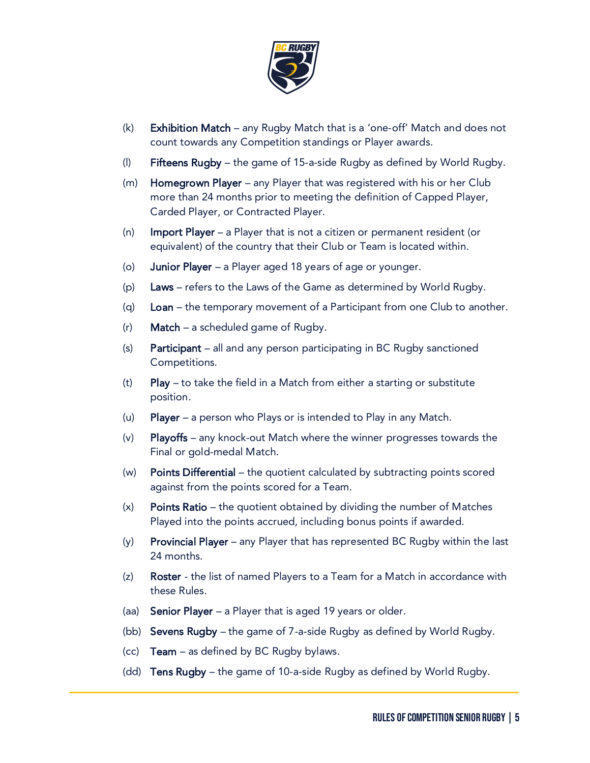(k) **Exhibition Match** – any Rugby Match that is a 'one-off' Match and does not count towards any Competition standings or Player awards.

(l) **Fifteens Rugby** – the game of 15-a-side Rugby as defined by World Rugby.

(m) **Homegrown Player** – any Player that was registered with his or her Club more than 24 months prior to meeting the definition of Capped Player, Carded Player, or Contracted Player.

(n) **Import Player** – a Player that is not a citizen or permanent resident (or equivalent) of the country that their Club or Team is located within.

(o) **Junior Player** – a Player aged 18 years of age or younger.

(p) **Laws** – refers to the Laws of the Game as determined by World Rugby.

(q) **Loan** – the temporary movement of a Participant from one Club to another.

(r) **Match** – a scheduled game of Rugby.

(s) **Participant** – all and any person participating in BC Rugby sanctioned Competitions.

(t) **Play** – to take the field in a Match from either a starting or substitute position.

(u) **Player** – a person who Plays or is intended to Play in any Match.

(v) **Playoffs** – any knock-out Match where the winner progresses towards the Final or gold-medal Match.

(w) **Points Differential** – the quotient calculated by subtracting points scored against from the points scored for a Team.

(x) **Points Ratio** – the quotient obtained by dividing the number of Matches Played into the points accrued, including bonus points if awarded.

(y) **Provincial Player** – any Player that has represented BC Rugby within the last 24 months.

(z) **Roster** - the list of named Players to a Team for a Match in accordance with these Rules.

(aa) **Senior Player** – a Player that is aged 19 years or older.

(bb) **Sevens Rugby** – the game of 7-a-side Rugby as defined by World Rugby.

(cc) **Team** – as defined by BC Rugby bylaws.

(dd) **Tens Rugby** – the game of 10-a-side Rugby as defined by World Rugby.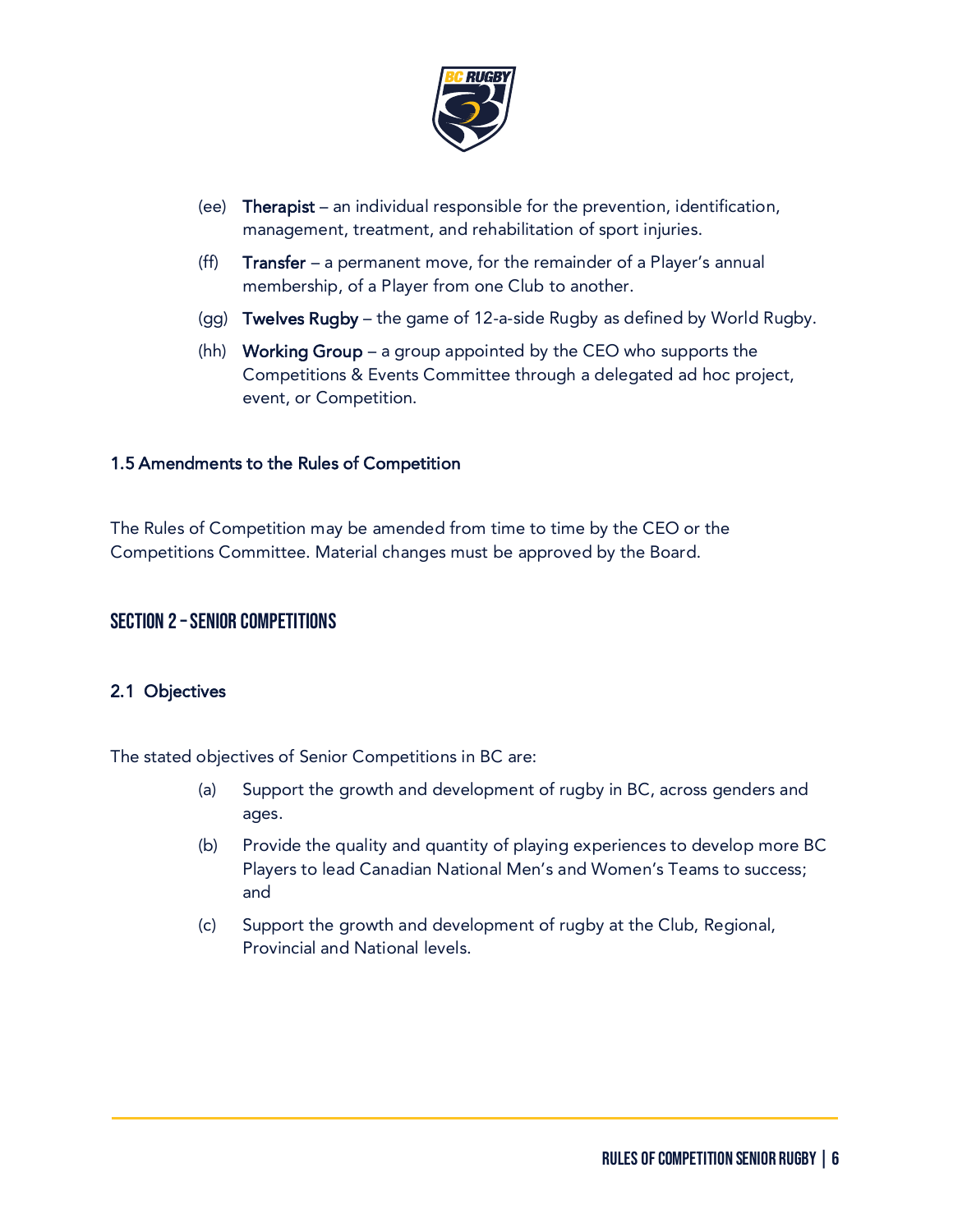(ee) **Therapist** – an individual responsible for the prevention, identification, management, treatment, and rehabilitation of sport injuries.

(ff) **Transfer** – a permanent move, for the remainder of a Player's annual membership, of a Player from one Club to another.

(gg) **Twelves Rugby** – the game of 12-a-side Rugby as defined by World Rugby.

(hh) **Working Group** – a group appointed by the CEO who supports the Competitions & Events Committee through a delegated ad hoc project, event, or Competition.

### 1.5 Amendments to the Rules of Competition

The Rules of Competition may be amended from time to time by the CEO or the Competitions Committee. Material changes must be approved by the Board.

## SECTION 2 – SENIOR COMPETITIONS

### 2.1 Objectives

The stated objectives of Senior Competitions in BC are:

(a) Support the growth and development of rugby in BC, across genders and ages.

(b) Provide the quality and quantity of playing experiences to develop more BC Players to lead Canadian National Men's and Women's Teams to success; and

(c) Support the growth and development of rugby at the Club, Regional, Provincial and National levels.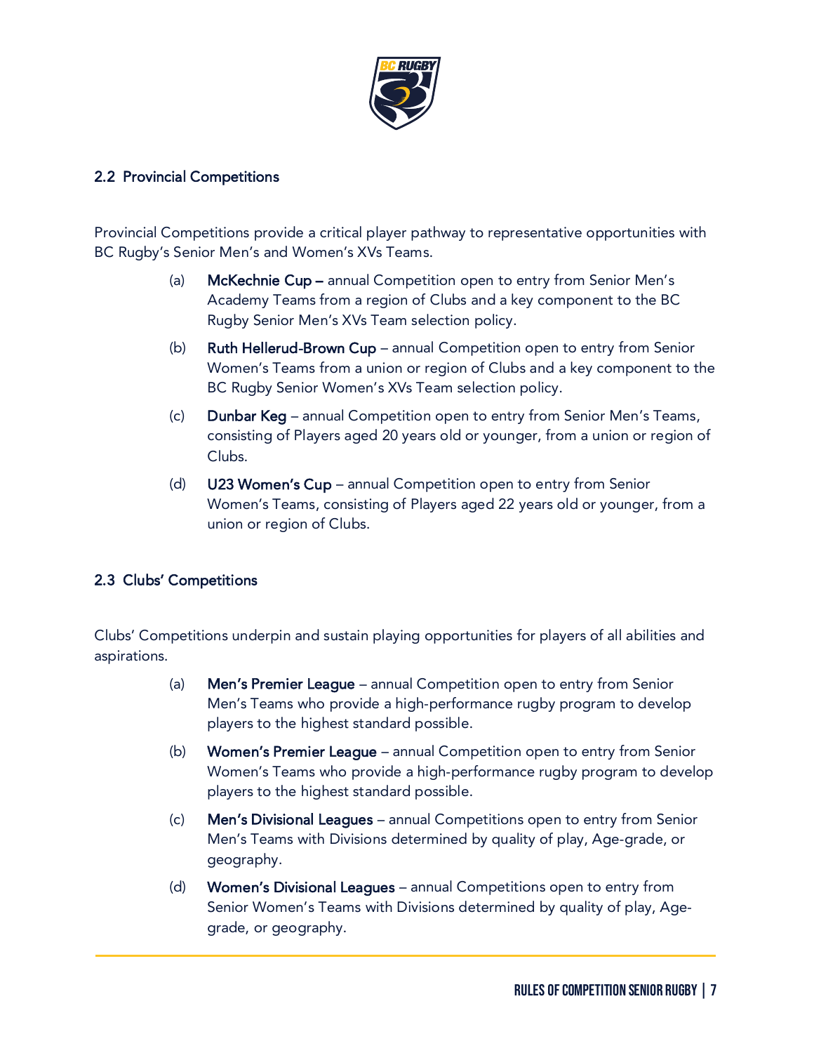## 2.2 Provincial Competitions

Provincial Competitions provide a critical player pathway to representative opportunities with BC Rugby's Senior Men's and Women's XVs Teams.

(a) **McKechnie Cup –** annual Competition open to entry from Senior Men's Academy Teams from a region of Clubs and a key component to the BC Rugby Senior Men's XVs Team selection policy.

(b) **Ruth Hellerud-Brown Cup** – annual Competition open to entry from Senior Women's Teams from a union or region of Clubs and a key component to the BC Rugby Senior Women's XVs Team selection policy.

(c) **Dunbar Keg** – annual Competition open to entry from Senior Men's Teams, consisting of Players aged 20 years old or younger, from a union or region of Clubs.

(d) **U23 Women's Cup** – annual Competition open to entry from Senior Women's Teams, consisting of Players aged 22 years old or younger, from a union or region of Clubs.

## 2.3 Clubs' Competitions

Clubs' Competitions underpin and sustain playing opportunities for players of all abilities and aspirations.

(a) **Men's Premier League** – annual Competition open to entry from Senior Men's Teams who provide a high-performance rugby program to develop players to the highest standard possible.

(b) **Women's Premier League** – annual Competition open to entry from Senior Women's Teams who provide a high-performance rugby program to develop players to the highest standard possible.

(c) **Men's Divisional Leagues** – annual Competitions open to entry from Senior Men's Teams with Divisions determined by quality of play, Age-grade, or geography.

(d) **Women's Divisional Leagues** – annual Competitions open to entry from Senior Women's Teams with Divisions determined by quality of play, Age-grade, or geography.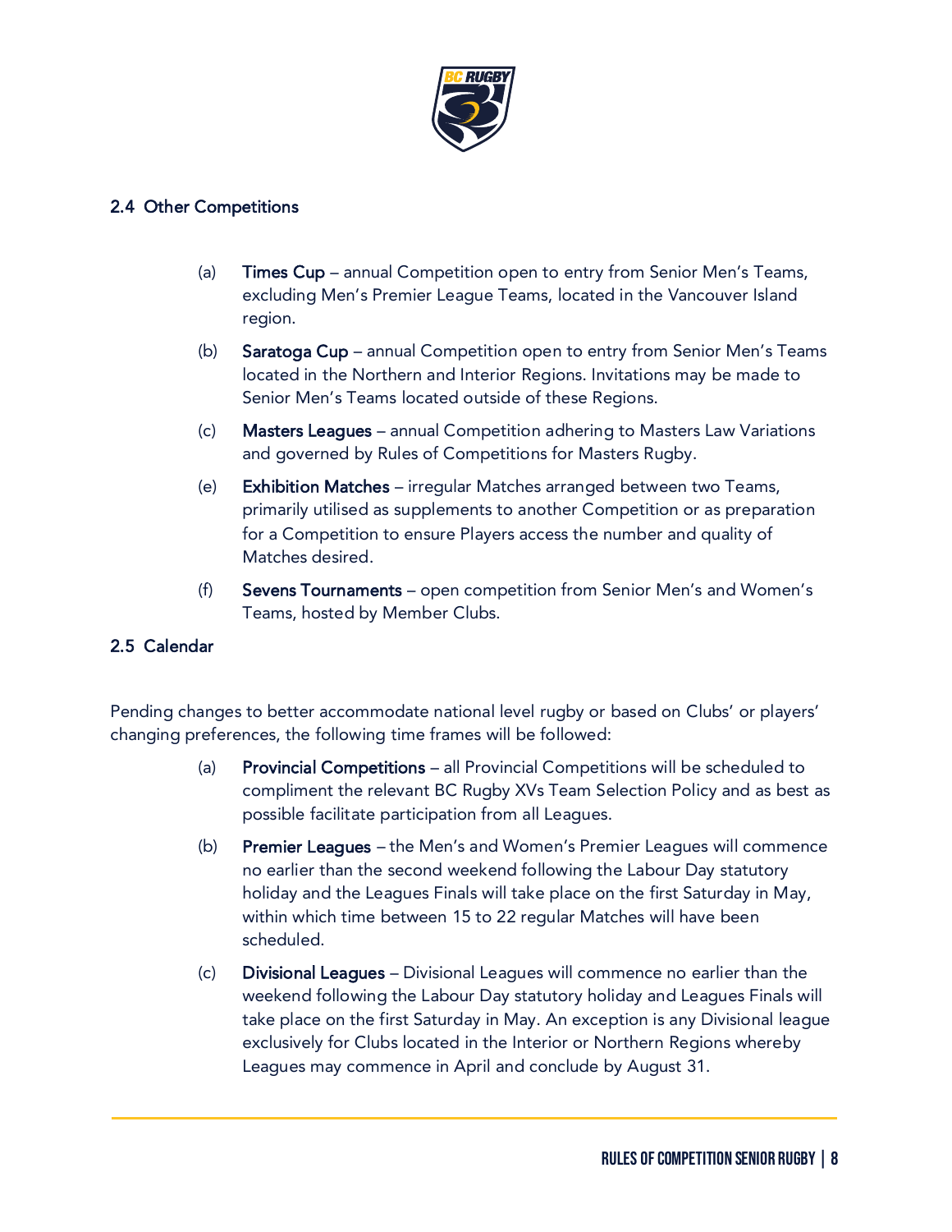## 2.4 Other Competitions

(a) **Times Cup** – annual Competition open to entry from Senior Men's Teams, excluding Men's Premier League Teams, located in the Vancouver Island region.

(b) **Saratoga Cup** – annual Competition open to entry from Senior Men's Teams located in the Northern and Interior Regions. Invitations may be made to Senior Men's Teams located outside of these Regions.

(c) **Masters Leagues** – annual Competition adhering to Masters Law Variations and governed by Rules of Competitions for Masters Rugby.

(e) **Exhibition Matches** – irregular Matches arranged between two Teams, primarily utilised as supplements to another Competition or as preparation for a Competition to ensure Players access the number and quality of Matches desired.

(f) **Sevens Tournaments** – open competition from Senior Men's and Women's Teams, hosted by Member Clubs.

## 2.5 Calendar

Pending changes to better accommodate national level rugby or based on Clubs' or players' changing preferences, the following time frames will be followed:

(a) **Provincial Competitions** – all Provincial Competitions will be scheduled to compliment the relevant BC Rugby XVs Team Selection Policy and as best as possible facilitate participation from all Leagues.

(b) **Premier Leagues** – the Men's and Women's Premier Leagues will commence no earlier than the second weekend following the Labour Day statutory holiday and the Leagues Finals will take place on the first Saturday in May, within which time between 15 to 22 regular Matches will have been scheduled.

(c) **Divisional Leagues** – Divisional Leagues will commence no earlier than the weekend following the Labour Day statutory holiday and Leagues Finals will take place on the first Saturday in May. An exception is any Divisional league exclusively for Clubs located in the Interior or Northern Regions whereby Leagues may commence in April and conclude by August 31.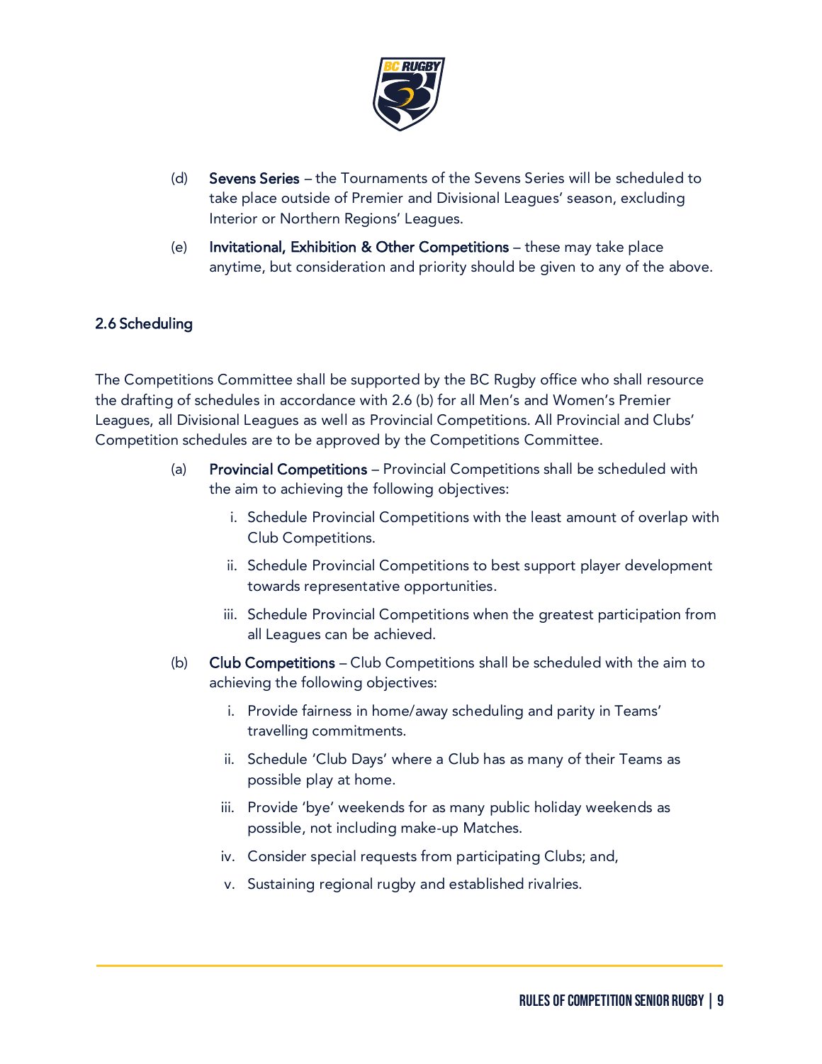(d) **Sevens Series** – the Tournaments of the Sevens Series will be scheduled to take place outside of Premier and Divisional Leagues' season, excluding Interior or Northern Regions' Leagues.

(e) **Invitational, Exhibition & Other Competitions** – these may take place anytime, but consideration and priority should be given to any of the above.

## 2.6 Scheduling

The Competitions Committee shall be supported by the BC Rugby office who shall resource the drafting of schedules in accordance with 2.6 (b) for all Men's and Women's Premier Leagues, all Divisional Leagues as well as Provincial Competitions. All Provincial and Clubs' Competition schedules are to be approved by the Competitions Committee.

(a) **Provincial Competitions** – Provincial Competitions shall be scheduled with the aim to achieving the following objectives:

i. Schedule Provincial Competitions with the least amount of overlap with Club Competitions.

ii. Schedule Provincial Competitions to best support player development towards representative opportunities.

iii. Schedule Provincial Competitions when the greatest participation from all Leagues can be achieved.

(b) **Club Competitions** – Club Competitions shall be scheduled with the aim to achieving the following objectives:

i. Provide fairness in home/away scheduling and parity in Teams' travelling commitments.

ii. Schedule 'Club Days' where a Club has as many of their Teams as possible play at home.

iii. Provide 'bye' weekends for as many public holiday weekends as possible, not including make-up Matches.

iv. Consider special requests from participating Clubs; and,

v. Sustaining regional rugby and established rivalries.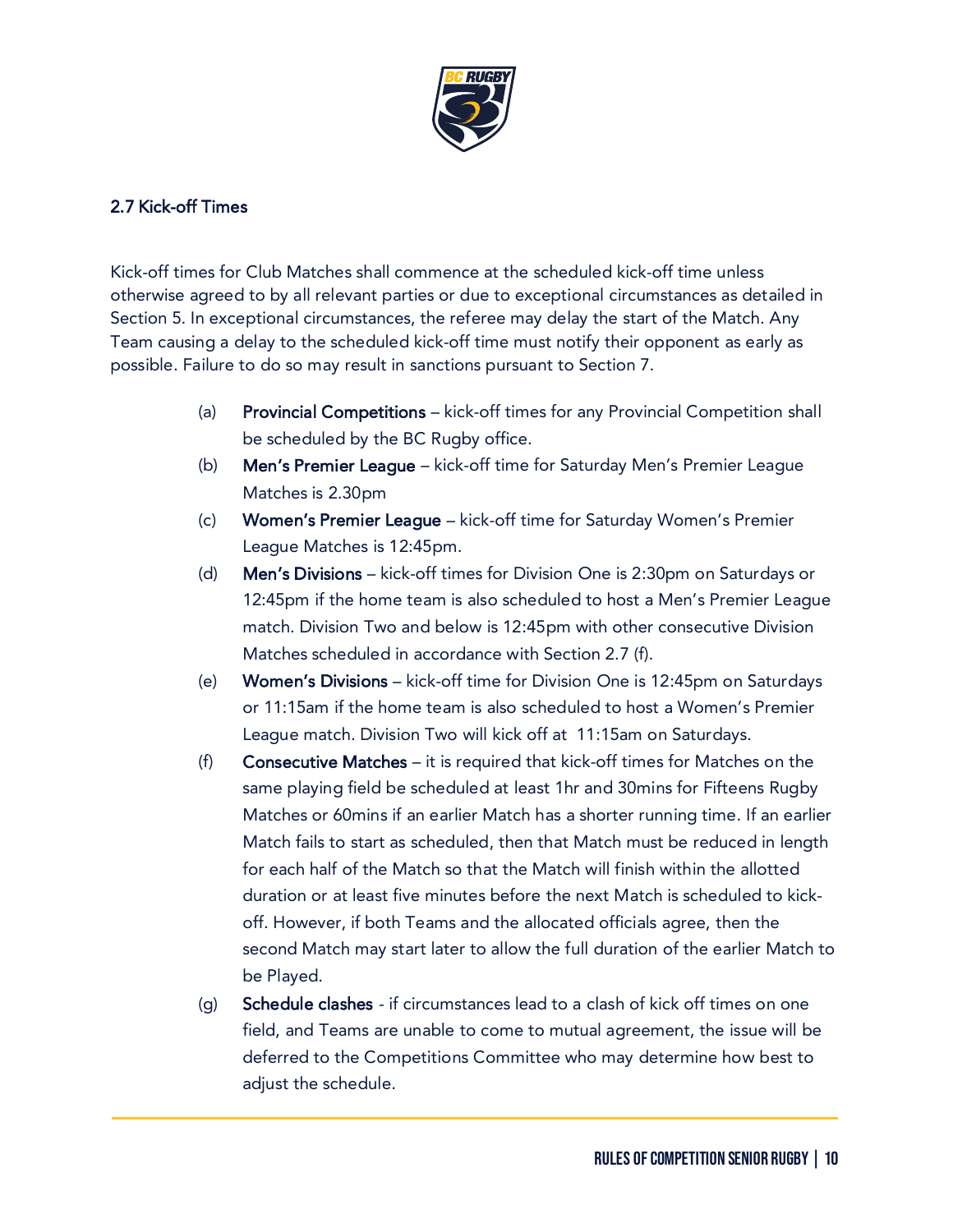## 2.7 Kick-off Times

Kick-off times for Club Matches shall commence at the scheduled kick-off time unless otherwise agreed to by all relevant parties or due to exceptional circumstances as detailed in Section 5. In exceptional circumstances, the referee may delay the start of the Match. Any Team causing a delay to the scheduled kick-off time must notify their opponent as early as possible. Failure to do so may result in sanctions pursuant to Section 7.

(a) **Provincial Competitions** – kick-off times for any Provincial Competition shall be scheduled by the BC Rugby office.

(b) **Men's Premier League** – kick-off time for Saturday Men's Premier League Matches is 2.30pm

(c) **Women's Premier League** – kick-off time for Saturday Women's Premier League Matches is 12:45pm.

(d) **Men's Divisions** – kick-off times for Division One is 2:30pm on Saturdays or 12:45pm if the home team is also scheduled to host a Men's Premier League match. Division Two and below is 12:45pm with other consecutive Division Matches scheduled in accordance with Section 2.7 (f).

(e) **Women's Divisions** – kick-off time for Division One is 12:45pm on Saturdays or 11:15am if the home team is also scheduled to host a Women's Premier League match. Division Two will kick off at 11:15am on Saturdays.

(f) **Consecutive Matches** – it is required that kick-off times for Matches on the same playing field be scheduled at least 1hr and 30mins for Fifteens Rugby Matches or 60mins if an earlier Match has a shorter running time. If an earlier Match fails to start as scheduled, then that Match must be reduced in length for each half of the Match so that the Match will finish within the allotted duration or at least five minutes before the next Match is scheduled to kick-off. However, if both Teams and the allocated officials agree, then the second Match may start later to allow the full duration of the earlier Match to be Played.

(g) **Schedule clashes** - if circumstances lead to a clash of kick off times on one field, and Teams are unable to come to mutual agreement, the issue will be deferred to the Competitions Committee who may determine how best to adjust the schedule.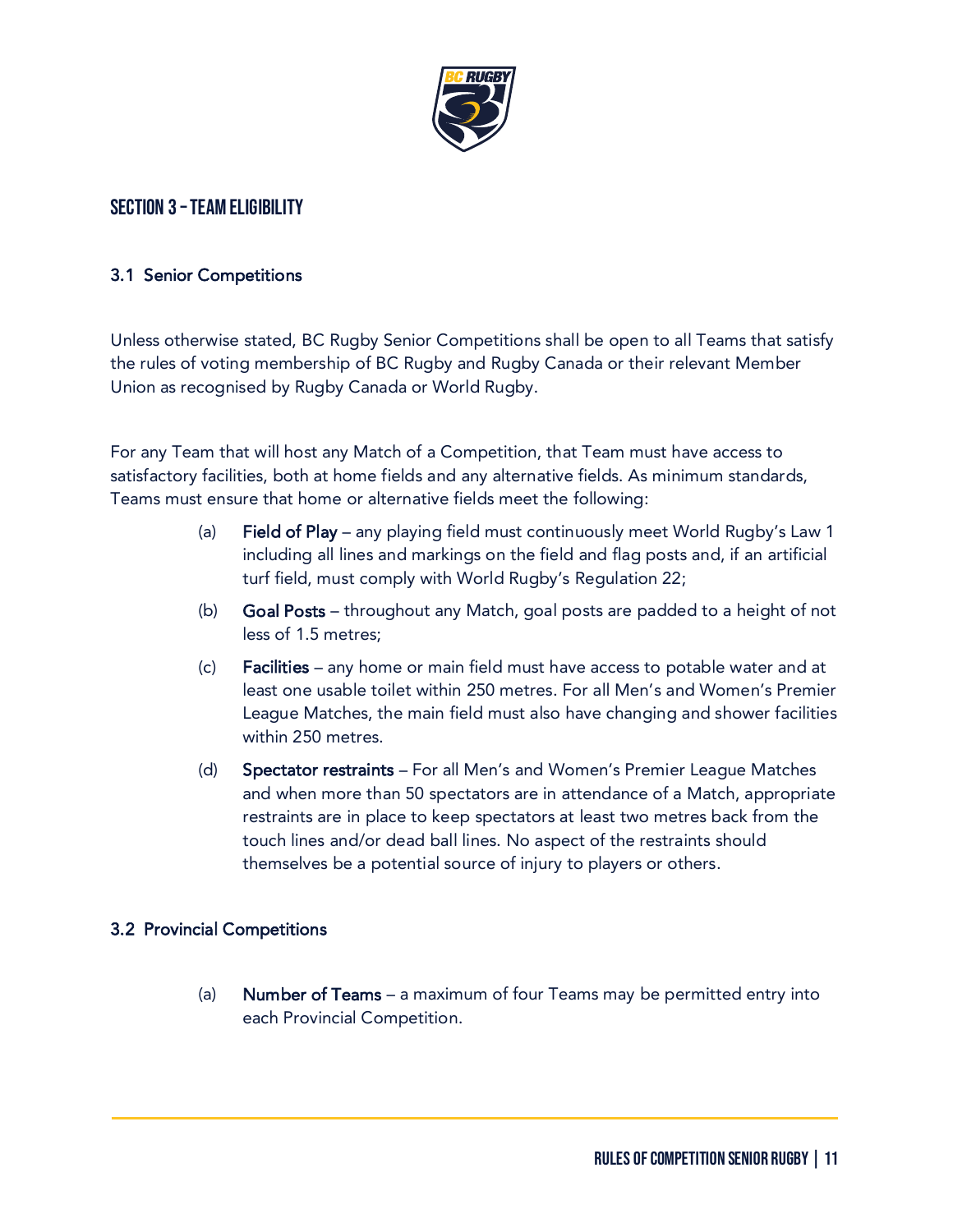## Section 3 – Team Eligibility

### 3.1 Senior Competitions

Unless otherwise stated, BC Rugby Senior Competitions shall be open to all Teams that satisfy the rules of voting membership of BC Rugby and Rugby Canada or their relevant Member Union as recognised by Rugby Canada or World Rugby.

For any Team that will host any Match of a Competition, that Team must have access to satisfactory facilities, both at home fields and any alternative fields. As minimum standards, Teams must ensure that home or alternative fields meet the following:

(a) **Field of Play** – any playing field must continuously meet World Rugby's Law 1 including all lines and markings on the field and flag posts and, if an artificial turf field, must comply with World Rugby's Regulation 22;

(b) **Goal Posts** – throughout any Match, goal posts are padded to a height of not less of 1.5 metres;

(c) **Facilities** – any home or main field must have access to potable water and at least one usable toilet within 250 metres. For all Men's and Women's Premier League Matches, the main field must also have changing and shower facilities within 250 metres.

(d) **Spectator restraints** – For all Men's and Women's Premier League Matches and when more than 50 spectators are in attendance of a Match, appropriate restraints are in place to keep spectators at least two metres back from the touch lines and/or dead ball lines. No aspect of the restraints should themselves be a potential source of injury to players or others.

### 3.2 Provincial Competitions

(a) **Number of Teams** – a maximum of four Teams may be permitted entry into each Provincial Competition.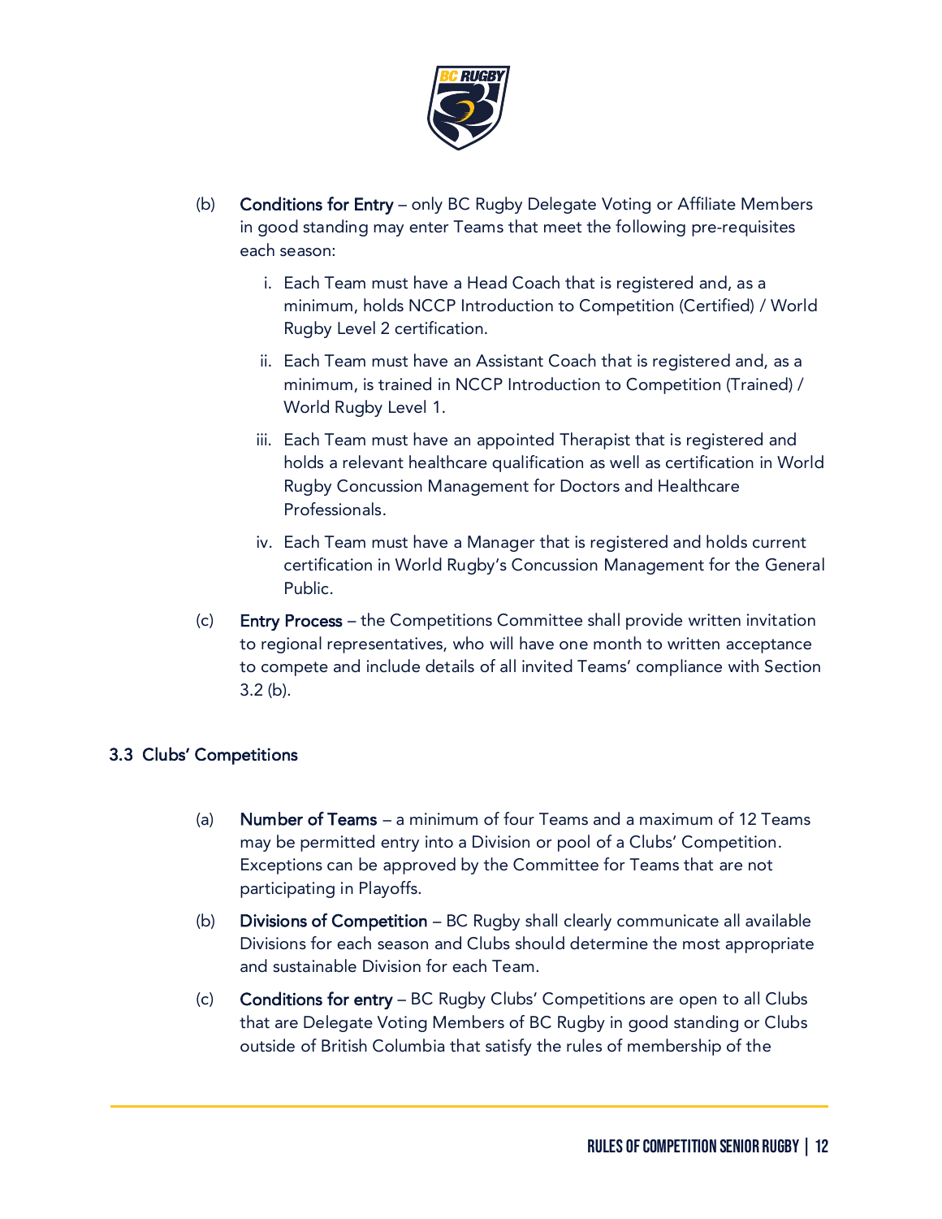(b) **Conditions for Entry** – only BC Rugby Delegate Voting or Affiliate Members in good standing may enter Teams that meet the following pre-requisites each season:

   i. Each Team must have a Head Coach that is registered and, as a minimum, holds NCCP Introduction to Competition (Certified) / World Rugby Level 2 certification.

   ii. Each Team must have an Assistant Coach that is registered and, as a minimum, is trained in NCCP Introduction to Competition (Trained) / World Rugby Level 1.

   iii. Each Team must have an appointed Therapist that is registered and holds a relevant healthcare qualification as well as certification in World Rugby Concussion Management for Doctors and Healthcare Professionals.

   iv. Each Team must have a Manager that is registered and holds current certification in World Rugby's Concussion Management for the General Public.

(c) **Entry Process** – the Competitions Committee shall provide written invitation to regional representatives, who will have one month to written acceptance to compete and include details of all invited Teams' compliance with Section 3.2 (b).

### 3.3 Clubs' Competitions

(a) **Number of Teams** – a minimum of four Teams and a maximum of 12 Teams may be permitted entry into a Division or pool of a Clubs' Competition. Exceptions can be approved by the Committee for Teams that are not participating in Playoffs.

(b) **Divisions of Competition** – BC Rugby shall clearly communicate all available Divisions for each season and Clubs should determine the most appropriate and sustainable Division for each Team.

(c) **Conditions for entry** – BC Rugby Clubs' Competitions are open to all Clubs that are Delegate Voting Members of BC Rugby in good standing or Clubs outside of British Columbia that satisfy the rules of membership of the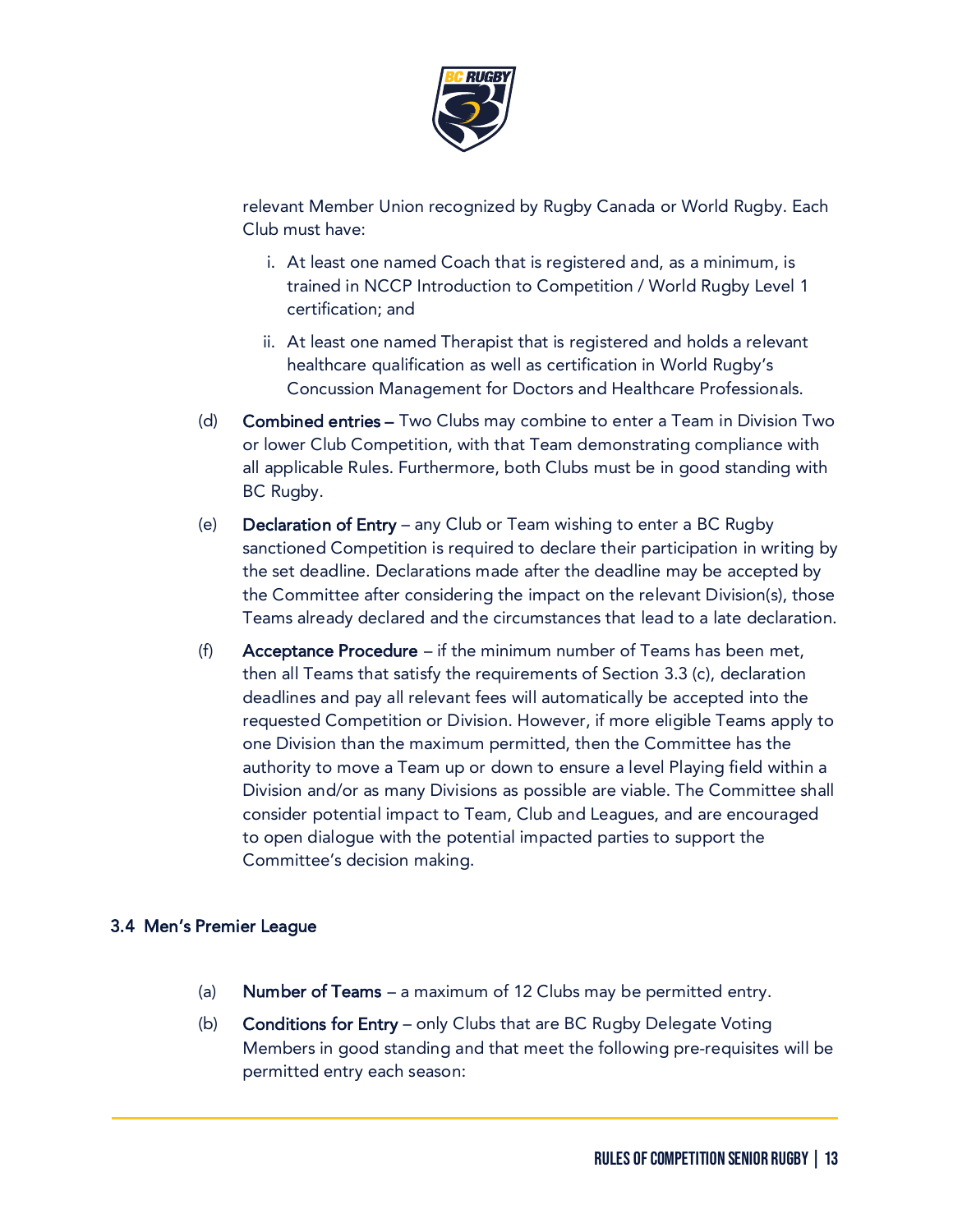relevant Member Union recognized by Rugby Canada or World Rugby. Each Club must have:

i. At least one named Coach that is registered and, as a minimum, is trained in NCCP Introduction to Competition / World Rugby Level 1 certification; and

ii. At least one named Therapist that is registered and holds a relevant healthcare qualification as well as certification in World Rugby's Concussion Management for Doctors and Healthcare Professionals.

(d) **Combined entries** – Two Clubs may combine to enter a Team in Division Two or lower Club Competition, with that Team demonstrating compliance with all applicable Rules. Furthermore, both Clubs must be in good standing with BC Rugby.

(e) **Declaration of Entry** – any Club or Team wishing to enter a BC Rugby sanctioned Competition is required to declare their participation in writing by the set deadline. Declarations made after the deadline may be accepted by the Committee after considering the impact on the relevant Division(s), those Teams already declared and the circumstances that lead to a late declaration.

(f) **Acceptance Procedure** – if the minimum number of Teams has been met, then all Teams that satisfy the requirements of Section 3.3 (c), declaration deadlines and pay all relevant fees will automatically be accepted into the requested Competition or Division. However, if more eligible Teams apply to one Division than the maximum permitted, then the Committee has the authority to move a Team up or down to ensure a level Playing field within a Division and/or as many Divisions as possible are viable. The Committee shall consider potential impact to Team, Club and Leagues, and are encouraged to open dialogue with the potential impacted parties to support the Committee's decision making.

### 3.4 Men's Premier League

(a) **Number of Teams** – a maximum of 12 Clubs may be permitted entry.

(b) **Conditions for Entry** – only Clubs that are BC Rugby Delegate Voting Members in good standing and that meet the following pre-requisites will be permitted entry each season: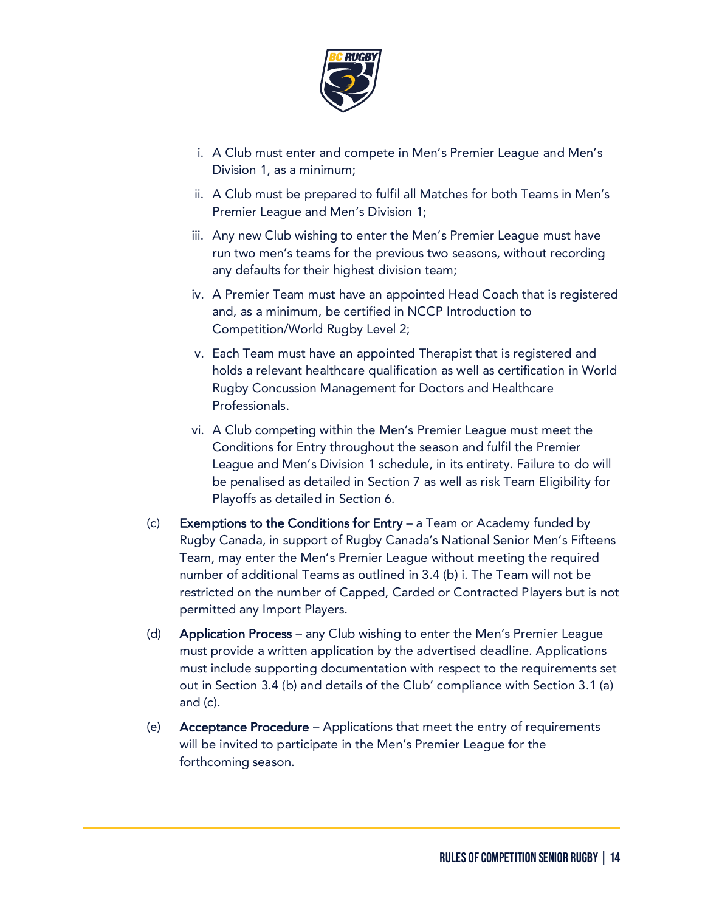i. A Club must enter and compete in Men's Premier League and Men's Division 1, as a minimum;

ii. A Club must be prepared to fulfil all Matches for both Teams in Men's Premier League and Men's Division 1;

iii. Any new Club wishing to enter the Men's Premier League must have run two men's teams for the previous two seasons, without recording any defaults for their highest division team;

iv. A Premier Team must have an appointed Head Coach that is registered and, as a minimum, be certified in NCCP Introduction to Competition/World Rugby Level 2;

v. Each Team must have an appointed Therapist that is registered and holds a relevant healthcare qualification as well as certification in World Rugby Concussion Management for Doctors and Healthcare Professionals.

vi. A Club competing within the Men's Premier League must meet the Conditions for Entry throughout the season and fulfil the Premier League and Men's Division 1 schedule, in its entirety. Failure to do will be penalised as detailed in Section 7 as well as risk Team Eligibility for Playoffs as detailed in Section 6.

(c) **Exemptions to the Conditions for Entry** – a Team or Academy funded by Rugby Canada, in support of Rugby Canada's National Senior Men's Fifteens Team, may enter the Men's Premier League without meeting the required number of additional Teams as outlined in 3.4 (b) i. The Team will not be restricted on the number of Capped, Carded or Contracted Players but is not permitted any Import Players.

(d) **Application Process** – any Club wishing to enter the Men's Premier League must provide a written application by the advertised deadline. Applications must include supporting documentation with respect to the requirements set out in Section 3.4 (b) and details of the Club' compliance with Section 3.1 (a) and (c).

(e) **Acceptance Procedure** – Applications that meet the entry of requirements will be invited to participate in the Men's Premier League for the forthcoming season.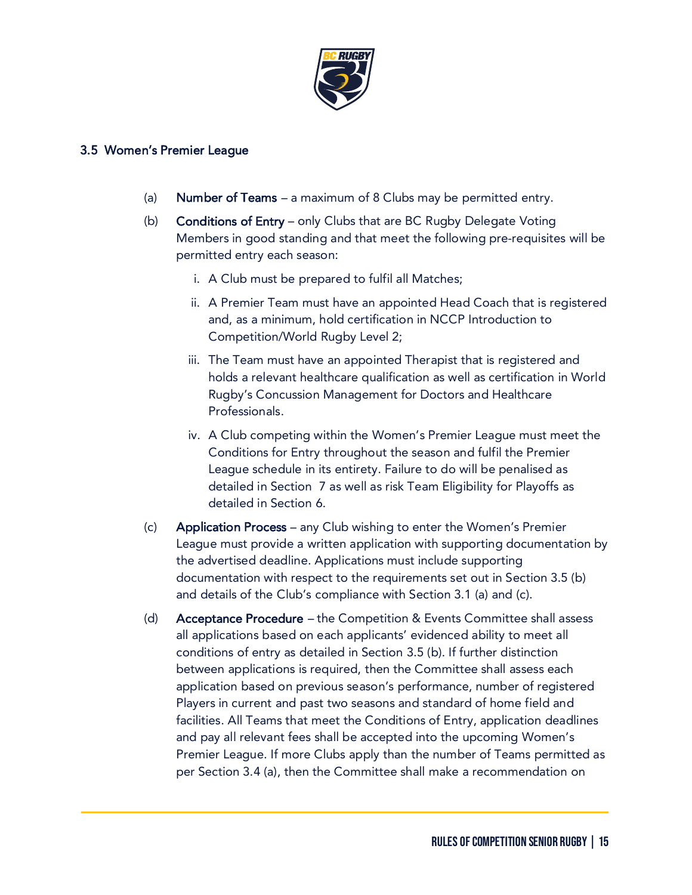### 3.5 Women's Premier League

(a) **Number of Teams** – a maximum of 8 Clubs may be permitted entry.

(b) **Conditions of Entry** – only Clubs that are BC Rugby Delegate Voting Members in good standing and that meet the following pre-requisites will be permitted entry each season:

  i. A Club must be prepared to fulfil all Matches;

  ii. A Premier Team must have an appointed Head Coach that is registered and, as a minimum, hold certification in NCCP Introduction to Competition/World Rugby Level 2;

  iii. The Team must have an appointed Therapist that is registered and holds a relevant healthcare qualification as well as certification in World Rugby's Concussion Management for Doctors and Healthcare Professionals.

  iv. A Club competing within the Women's Premier League must meet the Conditions for Entry throughout the season and fulfil the Premier League schedule in its entirety. Failure to do will be penalised as detailed in Section 7 as well as risk Team Eligibility for Playoffs as detailed in Section 6.

(c) **Application Process** – any Club wishing to enter the Women's Premier League must provide a written application with supporting documentation by the advertised deadline. Applications must include supporting documentation with respect to the requirements set out in Section 3.5 (b) and details of the Club's compliance with Section 3.1 (a) and (c).

(d) **Acceptance Procedure** – the Competition & Events Committee shall assess all applications based on each applicants' evidenced ability to meet all conditions of entry as detailed in Section 3.5 (b). If further distinction between applications is required, then the Committee shall assess each application based on previous season's performance, number of registered Players in current and past two seasons and standard of home field and facilities. All Teams that meet the Conditions of Entry, application deadlines and pay all relevant fees shall be accepted into the upcoming Women's Premier League. If more Clubs apply than the number of Teams permitted as per Section 3.4 (a), then the Committee shall make a recommendation on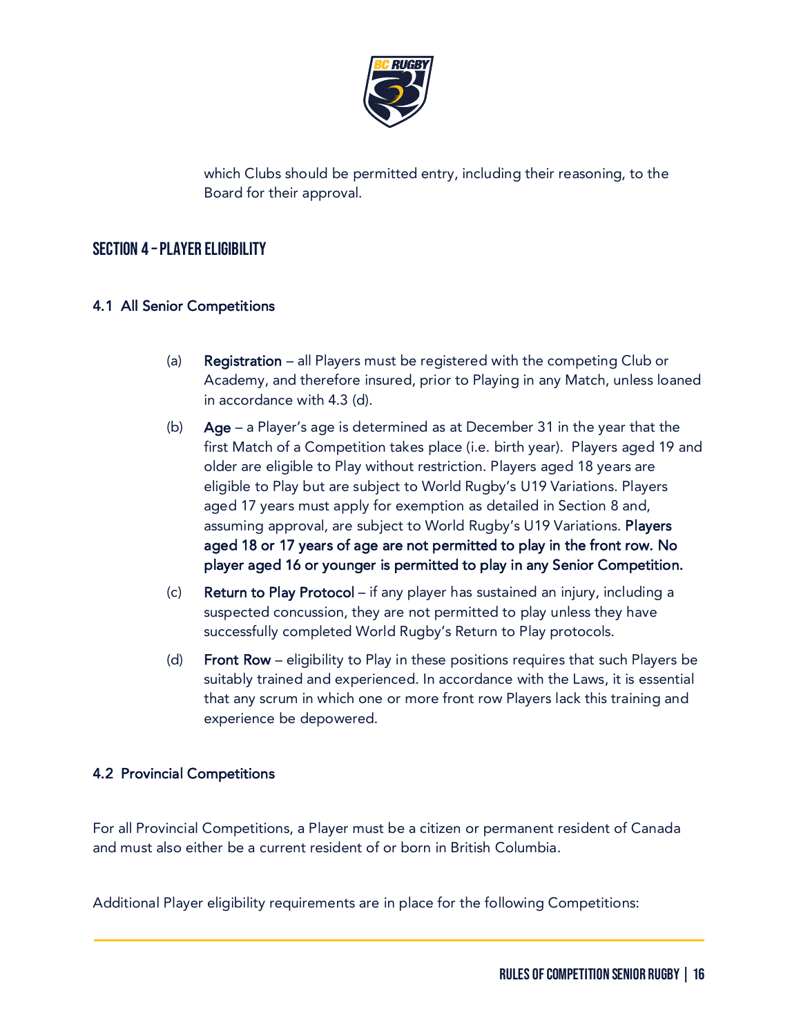which Clubs should be permitted entry, including their reasoning, to the Board for their approval.

## SECTION 4 – PLAYER ELIGIBILITY

### 4.1 All Senior Competitions

(a) **Registration** – all Players must be registered with the competing Club or Academy, and therefore insured, prior to Playing in any Match, unless loaned in accordance with 4.3 (d).

(b) **Age** – a Player's age is determined as at December 31 in the year that the first Match of a Competition takes place (i.e. birth year). Players aged 19 and older are eligible to Play without restriction. Players aged 18 years are eligible to Play but are subject to World Rugby's U19 Variations. Players aged 17 years must apply for exemption as detailed in Section 8 and, assuming approval, are subject to World Rugby's U19 Variations. **Players aged 18 or 17 years of age are not permitted to play in the front row. No player aged 16 or younger is permitted to play in any Senior Competition.**

(c) **Return to Play Protocol** – if any player has sustained an injury, including a suspected concussion, they are not permitted to play unless they have successfully completed World Rugby's Return to Play protocols.

(d) **Front Row** – eligibility to Play in these positions requires that such Players be suitably trained and experienced. In accordance with the Laws, it is essential that any scrum in which one or more front row Players lack this training and experience be depowered.

### 4.2 Provincial Competitions

For all Provincial Competitions, a Player must be a citizen or permanent resident of Canada and must also either be a current resident of or born in British Columbia.

Additional Player eligibility requirements are in place for the following Competitions: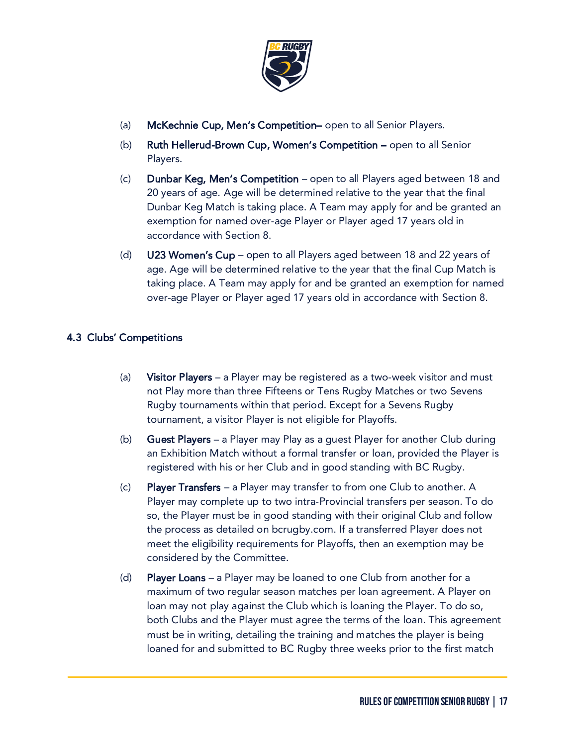(a) **McKechnie Cup, Men's Competition–** open to all Senior Players.

(b) **Ruth Hellerud-Brown Cup, Women's Competition –** open to all Senior Players.

(c) **Dunbar Keg, Men's Competition** – open to all Players aged between 18 and 20 years of age. Age will be determined relative to the year that the final Dunbar Keg Match is taking place. A Team may apply for and be granted an exemption for named over-age Player or Player aged 17 years old in accordance with Section 8.

(d) **U23 Women's Cup** – open to all Players aged between 18 and 22 years of age. Age will be determined relative to the year that the final Cup Match is taking place. A Team may apply for and be granted an exemption for named over-age Player or Player aged 17 years old in accordance with Section 8.

### 4.3 Clubs' Competitions

(a) **Visitor Players** – a Player may be registered as a two-week visitor and must not Play more than three Fifteens or Tens Rugby Matches or two Sevens Rugby tournaments within that period. Except for a Sevens Rugby tournament, a visitor Player is not eligible for Playoffs.

(b) **Guest Players** – a Player may Play as a guest Player for another Club during an Exhibition Match without a formal transfer or loan, provided the Player is registered with his or her Club and in good standing with BC Rugby.

(c) **Player Transfers** – a Player may transfer to from one Club to another. A Player may complete up to two intra-Provincial transfers per season. To do so, the Player must be in good standing with their original Club and follow the process as detailed on bcrugby.com. If a transferred Player does not meet the eligibility requirements for Playoffs, then an exemption may be considered by the Committee.

(d) **Player Loans** – a Player may be loaned to one Club from another for a maximum of two regular season matches per loan agreement. A Player on loan may not play against the Club which is loaning the Player. To do so, both Clubs and the Player must agree the terms of the loan. This agreement must be in writing, detailing the training and matches the player is being loaned for and submitted to BC Rugby three weeks prior to the first match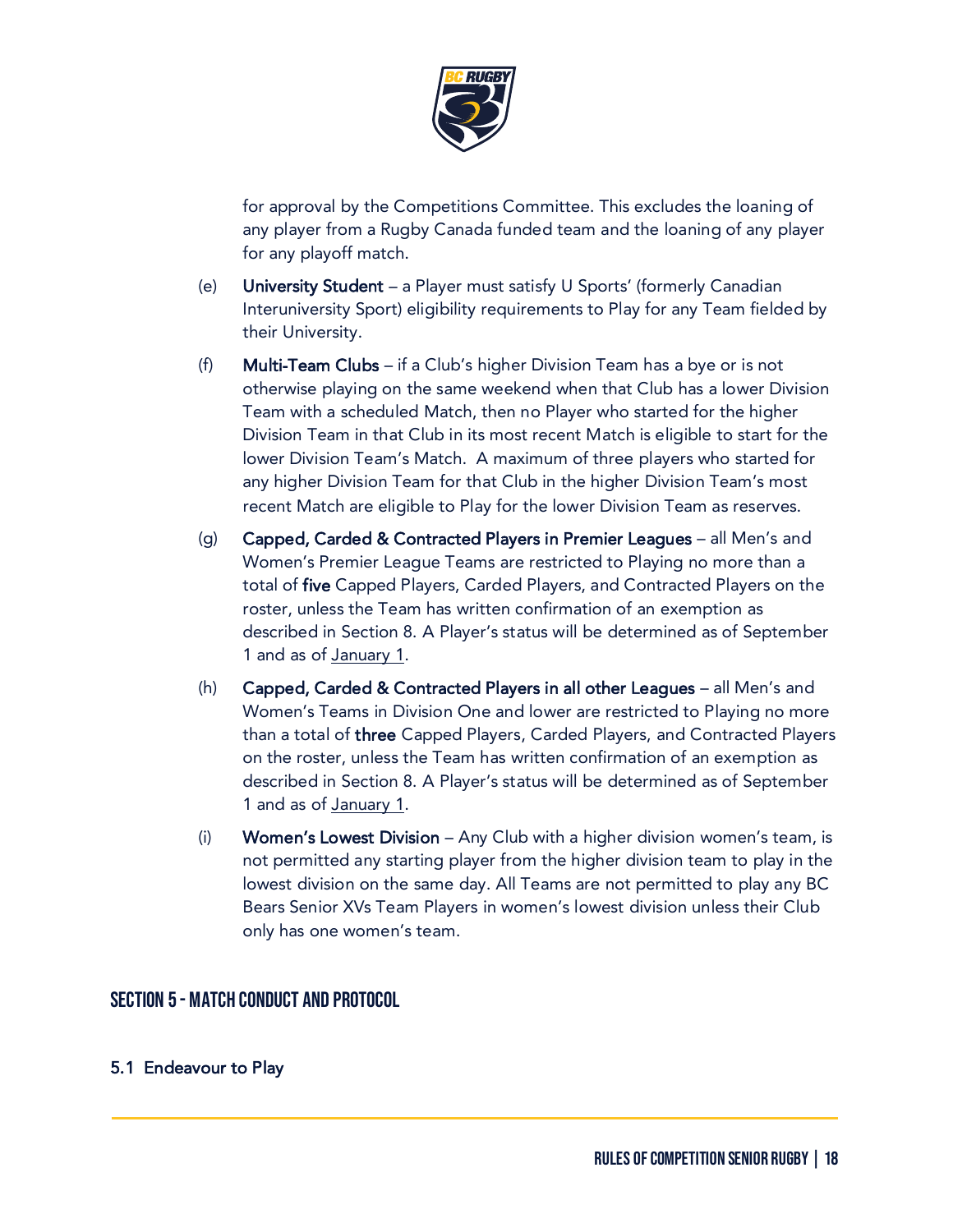for approval by the Competitions Committee. This excludes the loaning of any player from a Rugby Canada funded team and the loaning of any player for any playoff match.

(e) **University Student** – a Player must satisfy U Sports' (formerly Canadian Interuniversity Sport) eligibility requirements to Play for any Team fielded by their University.

(f) **Multi-Team Clubs** – if a Club's higher Division Team has a bye or is not otherwise playing on the same weekend when that Club has a lower Division Team with a scheduled Match, then no Player who started for the higher Division Team in that Club in its most recent Match is eligible to start for the lower Division Team's Match. A maximum of three players who started for any higher Division Team for that Club in the higher Division Team's most recent Match are eligible to Play for the lower Division Team as reserves.

(g) **Capped, Carded & Contracted Players in Premier Leagues** – all Men's and Women's Premier League Teams are restricted to Playing no more than a total of **five** Capped Players, Carded Players, and Contracted Players on the roster, unless the Team has written confirmation of an exemption as described in Section 8. A Player's status will be determined as of September 1 and as of January 1.

(h) **Capped, Carded & Contracted Players in all other Leagues** – all Men's and Women's Teams in Division One and lower are restricted to Playing no more than a total of **three** Capped Players, Carded Players, and Contracted Players on the roster, unless the Team has written confirmation of an exemption as described in Section 8. A Player's status will be determined as of September 1 and as of January 1.

(i) **Women's Lowest Division** – Any Club with a higher division women's team, is not permitted any starting player from the higher division team to play in the lowest division on the same day. All Teams are not permitted to play any BC Bears Senior XVs Team Players in women's lowest division unless their Club only has one women's team.

## SECTION 5 - MATCH CONDUCT AND PROTOCOL

### 5.1 Endeavour to Play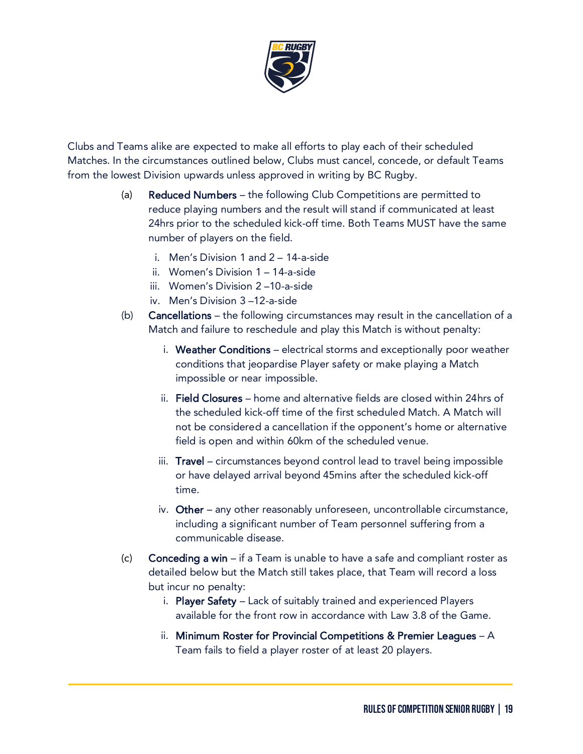Clubs and Teams alike are expected to make all efforts to play each of their scheduled Matches. In the circumstances outlined below, Clubs must cancel, concede, or default Teams from the lowest Division upwards unless approved in writing by BC Rugby.

(a) **Reduced Numbers** – the following Club Competitions are permitted to reduce playing numbers and the result will stand if communicated at least 24hrs prior to the scheduled kick-off time. Both Teams MUST have the same number of players on the field.

   i. Men's Division 1 and 2 – 14-a-side
   ii. Women's Division 1 – 14-a-side
   iii. Women's Division 2 –10-a-side
   iv. Men's Division 3 –12-a-side

(b) **Cancellations** – the following circumstances may result in the cancellation of a Match and failure to reschedule and play this Match is without penalty:

   i. **Weather Conditions** – electrical storms and exceptionally poor weather conditions that jeopardise Player safety or make playing a Match impossible or near impossible.

   ii. **Field Closures** – home and alternative fields are closed within 24hrs of the scheduled kick-off time of the first scheduled Match. A Match will not be considered a cancellation if the opponent's home or alternative field is open and within 60km of the scheduled venue.

   iii. **Travel** – circumstances beyond control lead to travel being impossible or have delayed arrival beyond 45mins after the scheduled kick-off time.

   iv. **Other** – any other reasonably unforeseen, uncontrollable circumstance, including a significant number of Team personnel suffering from a communicable disease.

(c) **Conceding a win** – if a Team is unable to have a safe and compliant roster as detailed below but the Match still takes place, that Team will record a loss but incur no penalty:

   i. **Player Safety** – Lack of suitably trained and experienced Players available for the front row in accordance with Law 3.8 of the Game.

   ii. **Minimum Roster for Provincial Competitions & Premier Leagues** – A Team fails to field a player roster of at least 20 players.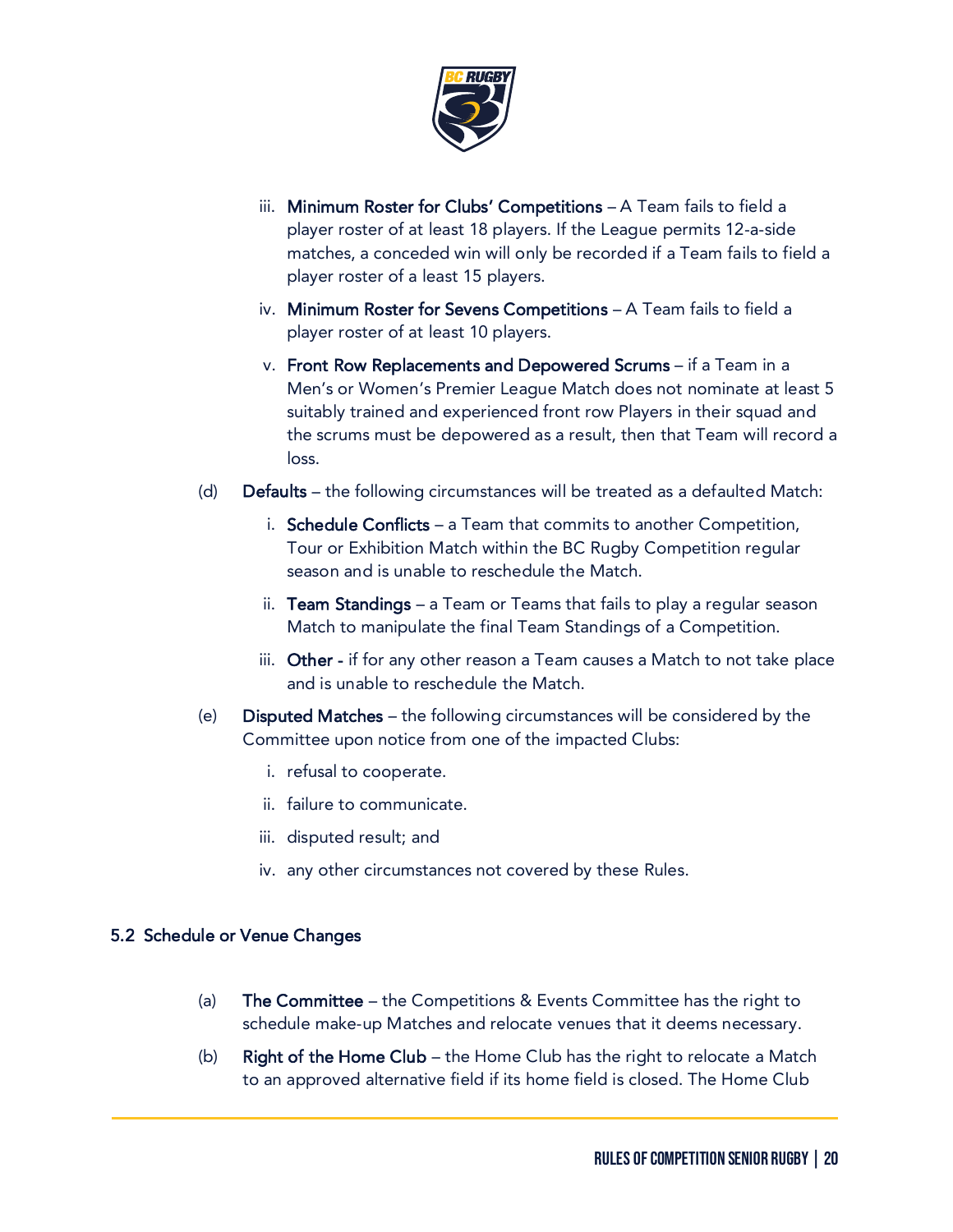iii. **Minimum Roster for Clubs' Competitions** – A Team fails to field a player roster of at least 18 players. If the League permits 12-a-side matches, a conceded win will only be recorded if a Team fails to field a player roster of a least 15 players.

iv. **Minimum Roster for Sevens Competitions** – A Team fails to field a player roster of at least 10 players.

v. **Front Row Replacements and Depowered Scrums** – if a Team in a Men's or Women's Premier League Match does not nominate at least 5 suitably trained and experienced front row Players in their squad and the scrums must be depowered as a result, then that Team will record a loss.

(d) **Defaults** – the following circumstances will be treated as a defaulted Match:

i. **Schedule Conflicts** – a Team that commits to another Competition, Tour or Exhibition Match within the BC Rugby Competition regular season and is unable to reschedule the Match.

ii. **Team Standings** – a Team or Teams that fails to play a regular season Match to manipulate the final Team Standings of a Competition.

iii. **Other -** if for any other reason a Team causes a Match to not take place and is unable to reschedule the Match.

(e) **Disputed Matches** – the following circumstances will be considered by the Committee upon notice from one of the impacted Clubs:

i. refusal to cooperate.

ii. failure to communicate.

iii. disputed result; and

iv. any other circumstances not covered by these Rules.

## 5.2 Schedule or Venue Changes

(a) **The Committee** – the Competitions & Events Committee has the right to schedule make-up Matches and relocate venues that it deems necessary.

(b) **Right of the Home Club** – the Home Club has the right to relocate a Match to an approved alternative field if its home field is closed. The Home Club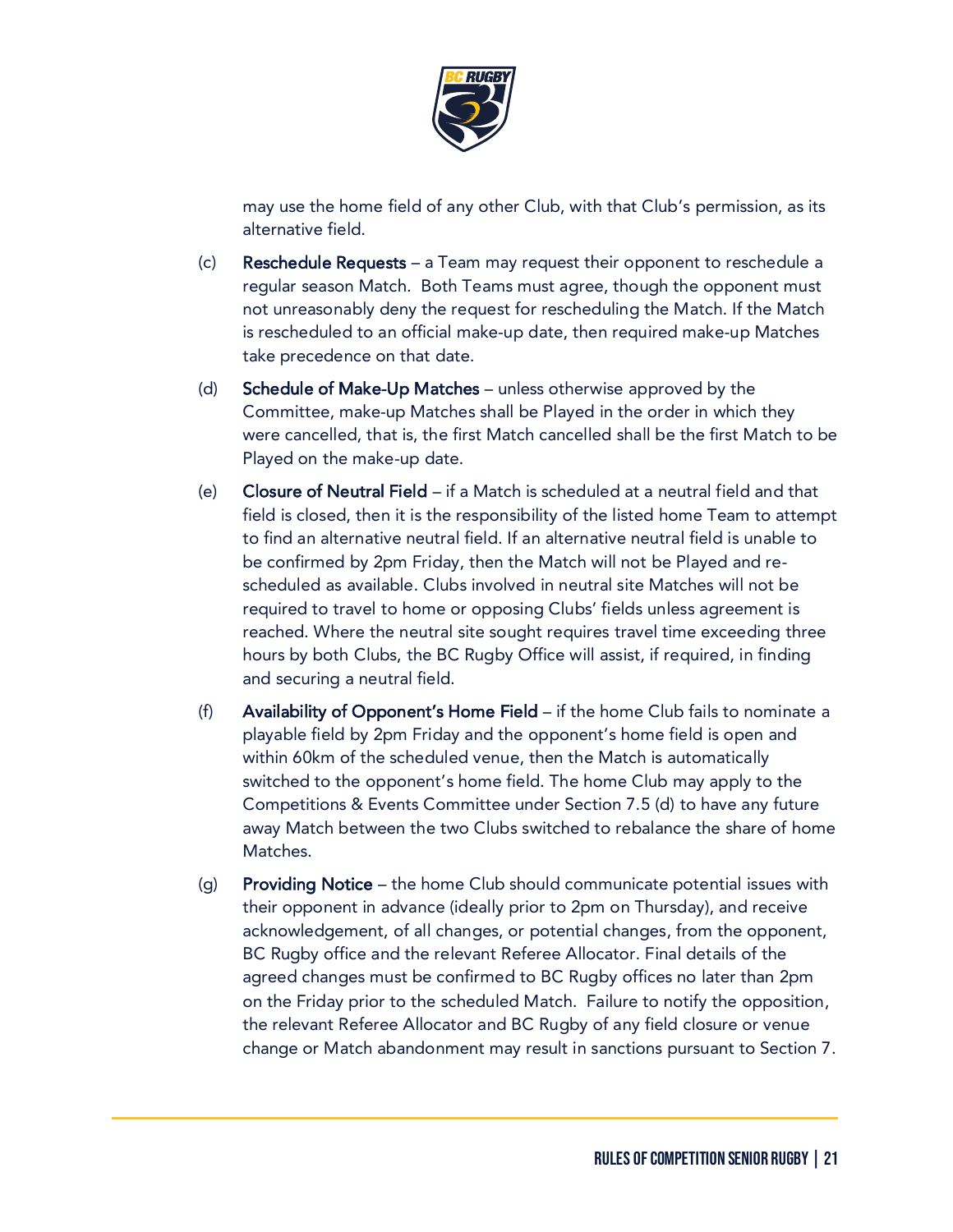may use the home field of any other Club, with that Club's permission, as its alternative field.

(c) **Reschedule Requests** – a Team may request their opponent to reschedule a regular season Match. Both Teams must agree, though the opponent must not unreasonably deny the request for rescheduling the Match. If the Match is rescheduled to an official make-up date, then required make-up Matches take precedence on that date.

(d) **Schedule of Make-Up Matches** – unless otherwise approved by the Committee, make-up Matches shall be Played in the order in which they were cancelled, that is, the first Match cancelled shall be the first Match to be Played on the make-up date.

(e) **Closure of Neutral Field** – if a Match is scheduled at a neutral field and that field is closed, then it is the responsibility of the listed home Team to attempt to find an alternative neutral field. If an alternative neutral field is unable to be confirmed by 2pm Friday, then the Match will not be Played and re-scheduled as available. Clubs involved in neutral site Matches will not be required to travel to home or opposing Clubs' fields unless agreement is reached. Where the neutral site sought requires travel time exceeding three hours by both Clubs, the BC Rugby Office will assist, if required, in finding and securing a neutral field.

(f) **Availability of Opponent's Home Field** – if the home Club fails to nominate a playable field by 2pm Friday and the opponent's home field is open and within 60km of the scheduled venue, then the Match is automatically switched to the opponent's home field. The home Club may apply to the Competitions & Events Committee under Section 7.5 (d) to have any future away Match between the two Clubs switched to rebalance the share of home Matches.

(g) **Providing Notice** – the home Club should communicate potential issues with their opponent in advance (ideally prior to 2pm on Thursday), and receive acknowledgement, of all changes, or potential changes, from the opponent, BC Rugby office and the relevant Referee Allocator. Final details of the agreed changes must be confirmed to BC Rugby offices no later than 2pm on the Friday prior to the scheduled Match. Failure to notify the opposition, the relevant Referee Allocator and BC Rugby of any field closure or venue change or Match abandonment may result in sanctions pursuant to Section 7.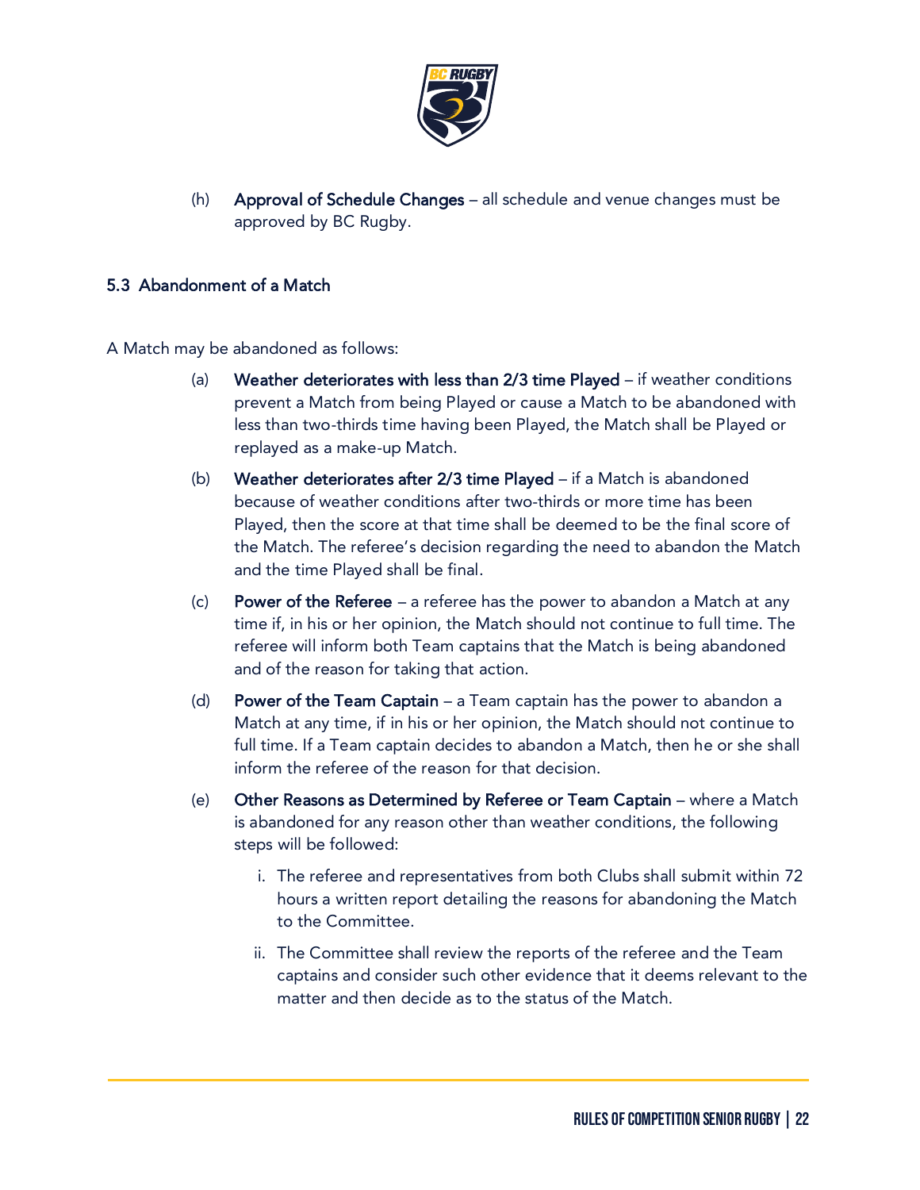(h) **Approval of Schedule Changes** – all schedule and venue changes must be approved by BC Rugby.

### 5.3 Abandonment of a Match

A Match may be abandoned as follows:

(a) **Weather deteriorates with less than 2/3 time Played** – if weather conditions prevent a Match from being Played or cause a Match to be abandoned with less than two-thirds time having been Played, the Match shall be Played or replayed as a make-up Match.

(b) **Weather deteriorates after 2/3 time Played** – if a Match is abandoned because of weather conditions after two-thirds or more time has been Played, then the score at that time shall be deemed to be the final score of the Match. The referee's decision regarding the need to abandon the Match and the time Played shall be final.

(c) **Power of the Referee** – a referee has the power to abandon a Match at any time if, in his or her opinion, the Match should not continue to full time. The referee will inform both Team captains that the Match is being abandoned and of the reason for taking that action.

(d) **Power of the Team Captain** – a Team captain has the power to abandon a Match at any time, if in his or her opinion, the Match should not continue to full time. If a Team captain decides to abandon a Match, then he or she shall inform the referee of the reason for that decision.

(e) **Other Reasons as Determined by Referee or Team Captain** – where a Match is abandoned for any reason other than weather conditions, the following steps will be followed:

   i. The referee and representatives from both Clubs shall submit within 72 hours a written report detailing the reasons for abandoning the Match to the Committee.

   ii. The Committee shall review the reports of the referee and the Team captains and consider such other evidence that it deems relevant to the matter and then decide as to the status of the Match.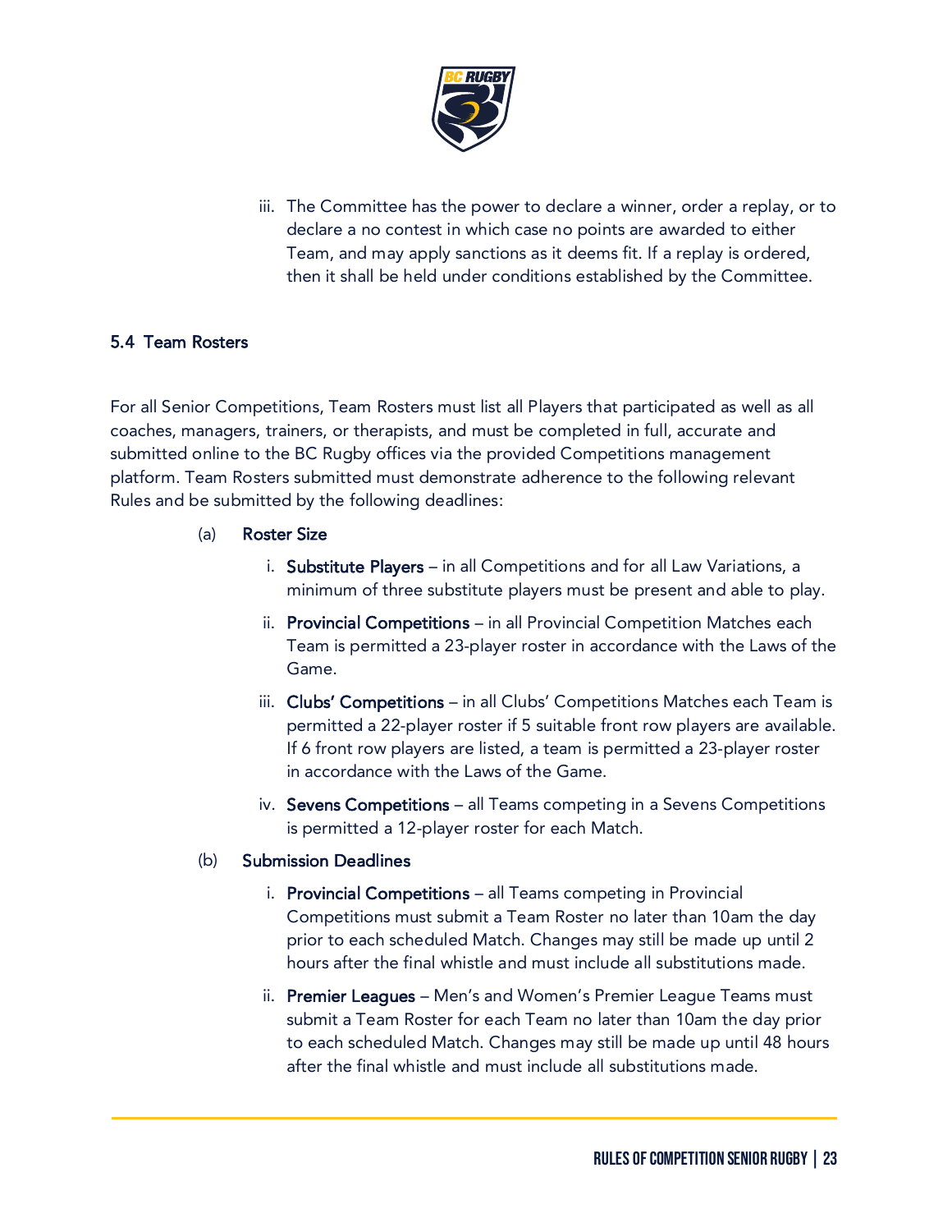iii. The Committee has the power to declare a winner, order a replay, or to declare a no contest in which case no points are awarded to either Team, and may apply sanctions as it deems fit. If a replay is ordered, then it shall be held under conditions established by the Committee.

### 5.4 Team Rosters

For all Senior Competitions, Team Rosters must list all Players that participated as well as all coaches, managers, trainers, or therapists, and must be completed in full, accurate and submitted online to the BC Rugby offices via the provided Competitions management platform. Team Rosters submitted must demonstrate adherence to the following relevant Rules and be submitted by the following deadlines:

(a) **Roster Size**

i. **Substitute Players** – in all Competitions and for all Law Variations, a minimum of three substitute players must be present and able to play.

ii. **Provincial Competitions** – in all Provincial Competition Matches each Team is permitted a 23-player roster in accordance with the Laws of the Game.

iii. **Clubs' Competitions** – in all Clubs' Competitions Matches each Team is permitted a 22-player roster if 5 suitable front row players are available. If 6 front row players are listed, a team is permitted a 23-player roster in accordance with the Laws of the Game.

iv. **Sevens Competitions** – all Teams competing in a Sevens Competitions is permitted a 12-player roster for each Match.

(b) **Submission Deadlines**

i. **Provincial Competitions** – all Teams competing in Provincial Competitions must submit a Team Roster no later than 10am the day prior to each scheduled Match. Changes may still be made up until 2 hours after the final whistle and must include all substitutions made.

ii. **Premier Leagues** – Men's and Women's Premier League Teams must submit a Team Roster for each Team no later than 10am the day prior to each scheduled Match. Changes may still be made up until 48 hours after the final whistle and must include all substitutions made.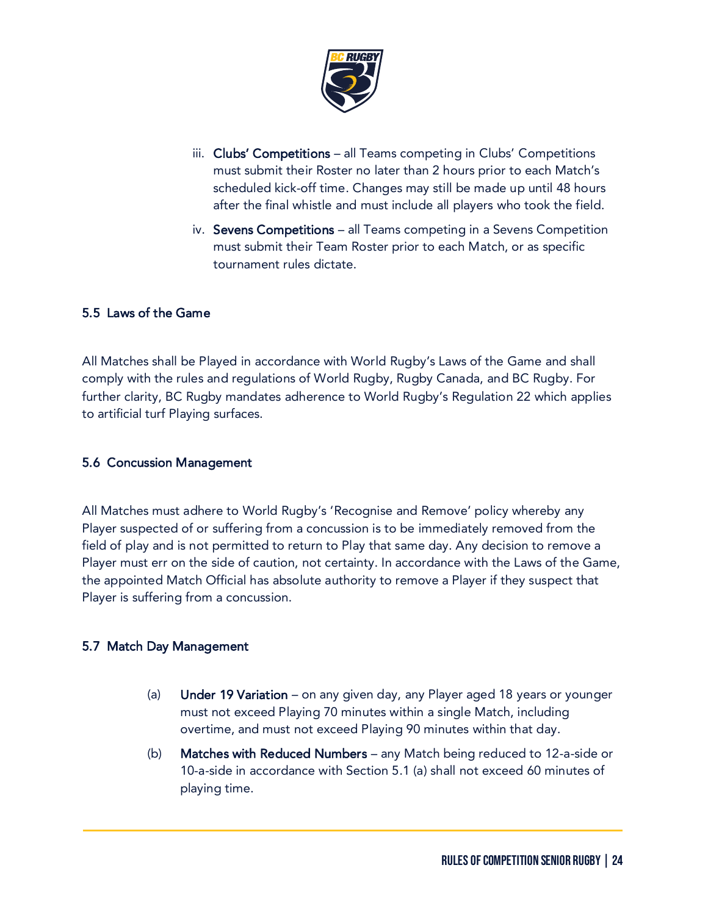iii. **Clubs' Competitions** – all Teams competing in Clubs' Competitions must submit their Roster no later than 2 hours prior to each Match's scheduled kick-off time. Changes may still be made up until 48 hours after the final whistle and must include all players who took the field.

iv. **Sevens Competitions** – all Teams competing in a Sevens Competition must submit their Team Roster prior to each Match, or as specific tournament rules dictate.

### 5.5 Laws of the Game

All Matches shall be Played in accordance with World Rugby's Laws of the Game and shall comply with the rules and regulations of World Rugby, Rugby Canada, and BC Rugby. For further clarity, BC Rugby mandates adherence to World Rugby's Regulation 22 which applies to artificial turf Playing surfaces.

### 5.6 Concussion Management

All Matches must adhere to World Rugby's 'Recognise and Remove' policy whereby any Player suspected of or suffering from a concussion is to be immediately removed from the field of play and is not permitted to return to Play that same day. Any decision to remove a Player must err on the side of caution, not certainty. In accordance with the Laws of the Game, the appointed Match Official has absolute authority to remove a Player if they suspect that Player is suffering from a concussion.

### 5.7 Match Day Management

(a) **Under 19 Variation** – on any given day, any Player aged 18 years or younger must not exceed Playing 70 minutes within a single Match, including overtime, and must not exceed Playing 90 minutes within that day.

(b) **Matches with Reduced Numbers** – any Match being reduced to 12-a-side or 10-a-side in accordance with Section 5.1 (a) shall not exceed 60 minutes of playing time.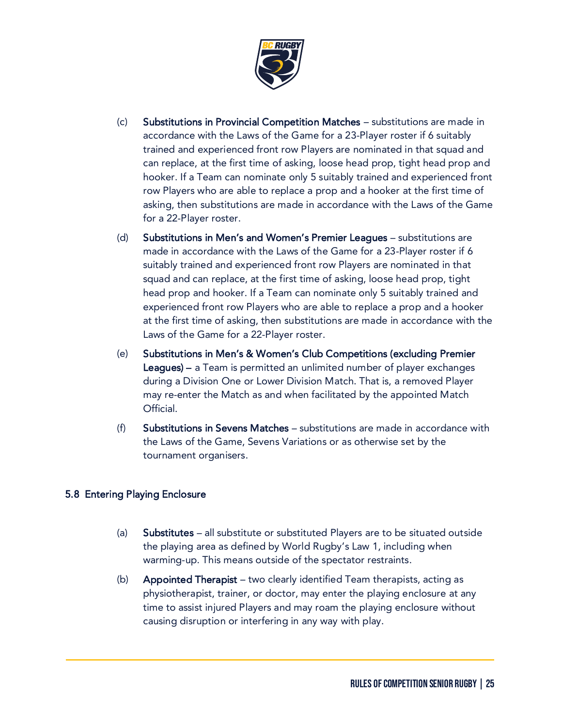(c) **Substitutions in Provincial Competition Matches** – substitutions are made in accordance with the Laws of the Game for a 23-Player roster if 6 suitably trained and experienced front row Players are nominated in that squad and can replace, at the first time of asking, loose head prop, tight head prop and hooker. If a Team can nominate only 5 suitably trained and experienced front row Players who are able to replace a prop and a hooker at the first time of asking, then substitutions are made in accordance with the Laws of the Game for a 22-Player roster.

(d) **Substitutions in Men's and Women's Premier Leagues** – substitutions are made in accordance with the Laws of the Game for a 23-Player roster if 6 suitably trained and experienced front row Players are nominated in that squad and can replace, at the first time of asking, loose head prop, tight head prop and hooker. If a Team can nominate only 5 suitably trained and experienced front row Players who are able to replace a prop and a hooker at the first time of asking, then substitutions are made in accordance with the Laws of the Game for a 22-Player roster.

(e) **Substitutions in Men's & Women's Club Competitions (excluding Premier Leagues)** – a Team is permitted an unlimited number of player exchanges during a Division One or Lower Division Match. That is, a removed Player may re-enter the Match as and when facilitated by the appointed Match Official.

(f) **Substitutions in Sevens Matches** – substitutions are made in accordance with the Laws of the Game, Sevens Variations or as otherwise set by the tournament organisers.

### 5.8 Entering Playing Enclosure

(a) **Substitutes** – all substitute or substituted Players are to be situated outside the playing area as defined by World Rugby's Law 1, including when warming-up. This means outside of the spectator restraints.

(b) **Appointed Therapist** – two clearly identified Team therapists, acting as physiotherapist, trainer, or doctor, may enter the playing enclosure at any time to assist injured Players and may roam the playing enclosure without causing disruption or interfering in any way with play.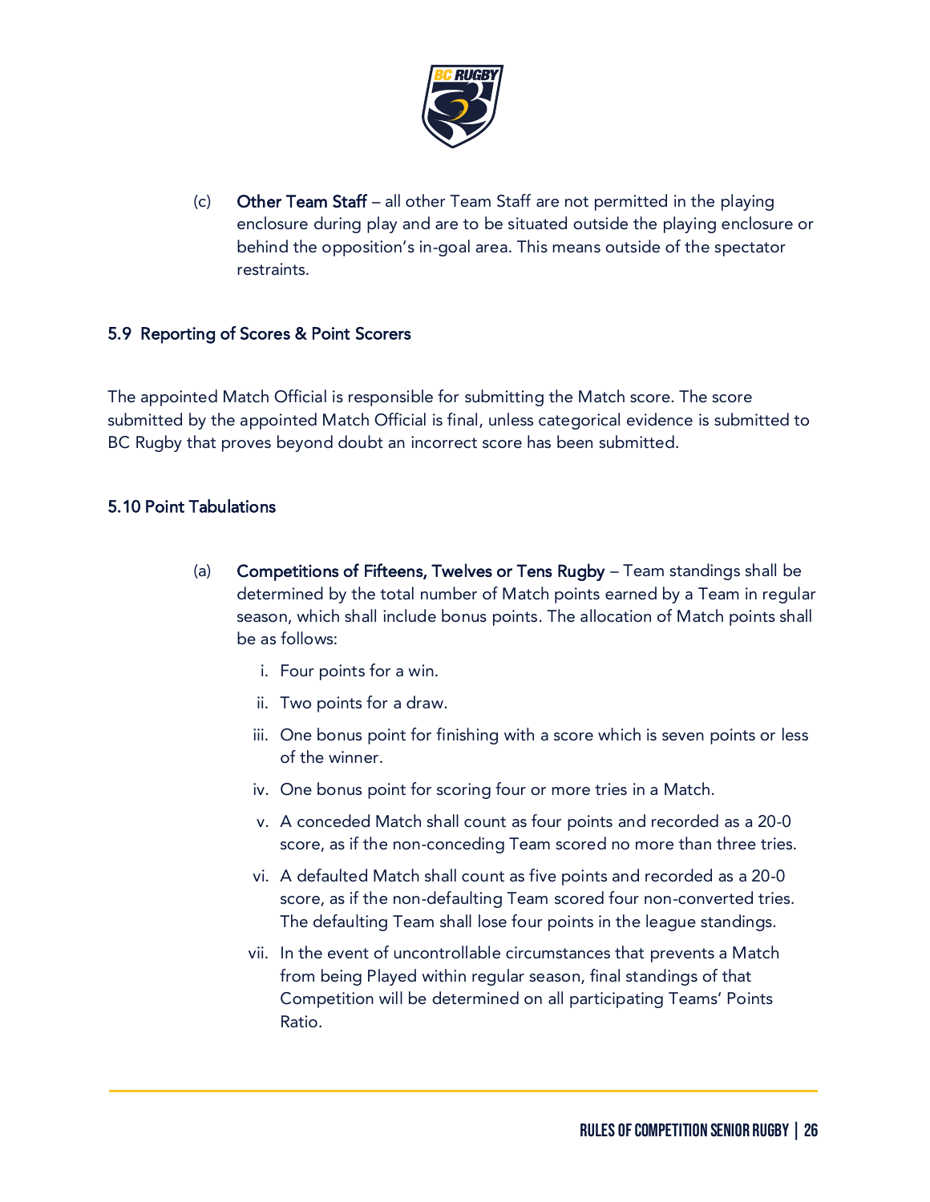(c) **Other Team Staff** – all other Team Staff are not permitted in the playing enclosure during play and are to be situated outside the playing enclosure or behind the opposition's in-goal area. This means outside of the spectator restraints.

### 5.9 Reporting of Scores & Point Scorers

The appointed Match Official is responsible for submitting the Match score. The score submitted by the appointed Match Official is final, unless categorical evidence is submitted to BC Rugby that proves beyond doubt an incorrect score has been submitted.

### 5.10 Point Tabulations

(a) **Competitions of Fifteens, Twelves or Tens Rugby** – Team standings shall be determined by the total number of Match points earned by a Team in regular season, which shall include bonus points. The allocation of Match points shall be as follows:

i. Four points for a win.

ii. Two points for a draw.

iii. One bonus point for finishing with a score which is seven points or less of the winner.

iv. One bonus point for scoring four or more tries in a Match.

v. A conceded Match shall count as four points and recorded as a 20-0 score, as if the non-conceding Team scored no more than three tries.

vi. A defaulted Match shall count as five points and recorded as a 20-0 score, as if the non-defaulting Team scored four non-converted tries. The defaulting Team shall lose four points in the league standings.

vii. In the event of uncontrollable circumstances that prevents a Match from being Played within regular season, final standings of that Competition will be determined on all participating Teams' Points Ratio.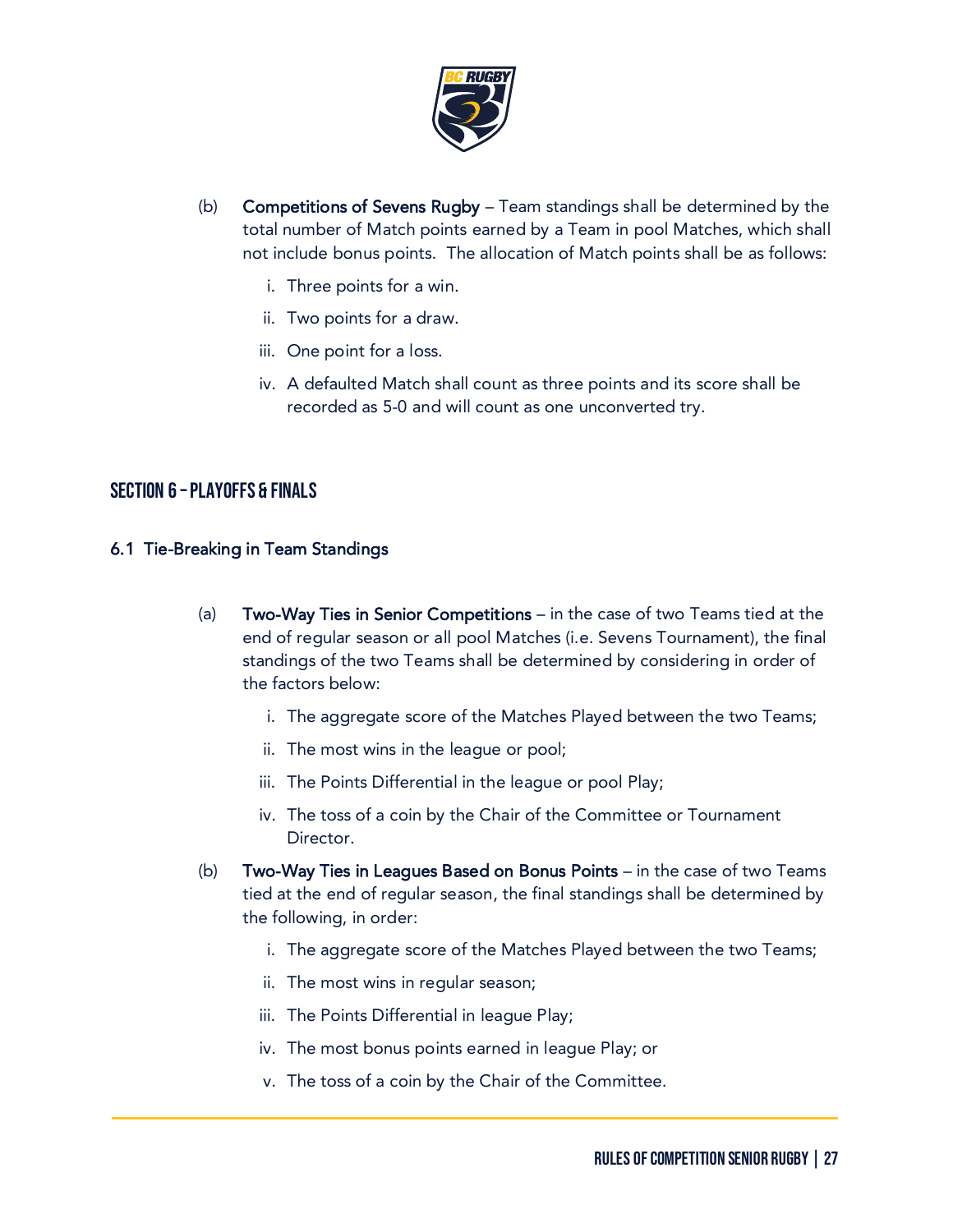(b) **Competitions of Sevens Rugby** – Team standings shall be determined by the total number of Match points earned by a Team in pool Matches, which shall not include bonus points. The allocation of Match points shall be as follows:

   i. Three points for a win.

   ii. Two points for a draw.

   iii. One point for a loss.

   iv. A defaulted Match shall count as three points and its score shall be recorded as 5-0 and will count as one unconverted try.

## SECTION 6 – PLAYOFFS & FINALS

### 6.1 Tie-Breaking in Team Standings

(a) **Two-Way Ties in Senior Competitions** – in the case of two Teams tied at the end of regular season or all pool Matches (i.e. Sevens Tournament), the final standings of the two Teams shall be determined by considering in order of the factors below:

   i. The aggregate score of the Matches Played between the two Teams;

   ii. The most wins in the league or pool;

   iii. The Points Differential in the league or pool Play;

   iv. The toss of a coin by the Chair of the Committee or Tournament Director.

(b) **Two-Way Ties in Leagues Based on Bonus Points** – in the case of two Teams tied at the end of regular season, the final standings shall be determined by the following, in order:

   i. The aggregate score of the Matches Played between the two Teams;

   ii. The most wins in regular season;

   iii. The Points Differential in league Play;

   iv. The most bonus points earned in league Play; or

   v. The toss of a coin by the Chair of the Committee.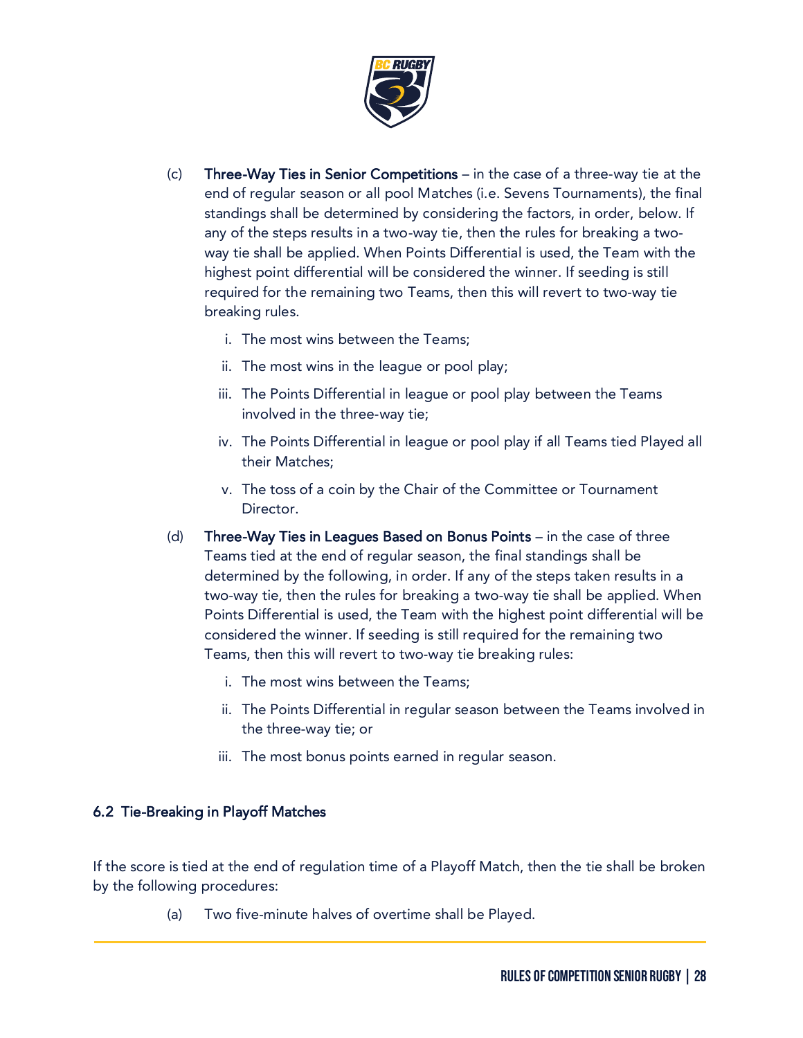(c) **Three-Way Ties in Senior Competitions** – in the case of a three-way tie at the end of regular season or all pool Matches (i.e. Sevens Tournaments), the final standings shall be determined by considering the factors, in order, below. If any of the steps results in a two-way tie, then the rules for breaking a two-way tie shall be applied. When Points Differential is used, the Team with the highest point differential will be considered the winner. If seeding is still required for the remaining two Teams, then this will revert to two-way tie breaking rules.

   i. The most wins between the Teams;

   ii. The most wins in the league or pool play;

   iii. The Points Differential in league or pool play between the Teams involved in the three-way tie;

   iv. The Points Differential in league or pool play if all Teams tied Played all their Matches;

   v. The toss of a coin by the Chair of the Committee or Tournament Director.

(d) **Three-Way Ties in Leagues Based on Bonus Points** – in the case of three Teams tied at the end of regular season, the final standings shall be determined by the following, in order. If any of the steps taken results in a two-way tie, then the rules for breaking a two-way tie shall be applied. When Points Differential is used, the Team with the highest point differential will be considered the winner. If seeding is still required for the remaining two Teams, then this will revert to two-way tie breaking rules:

   i. The most wins between the Teams;

   ii. The Points Differential in regular season between the Teams involved in the three-way tie; or

   iii. The most bonus points earned in regular season.

### 6.2 Tie-Breaking in Playoff Matches

If the score is tied at the end of regulation time of a Playoff Match, then the tie shall be broken by the following procedures:

(a) Two five-minute halves of overtime shall be Played.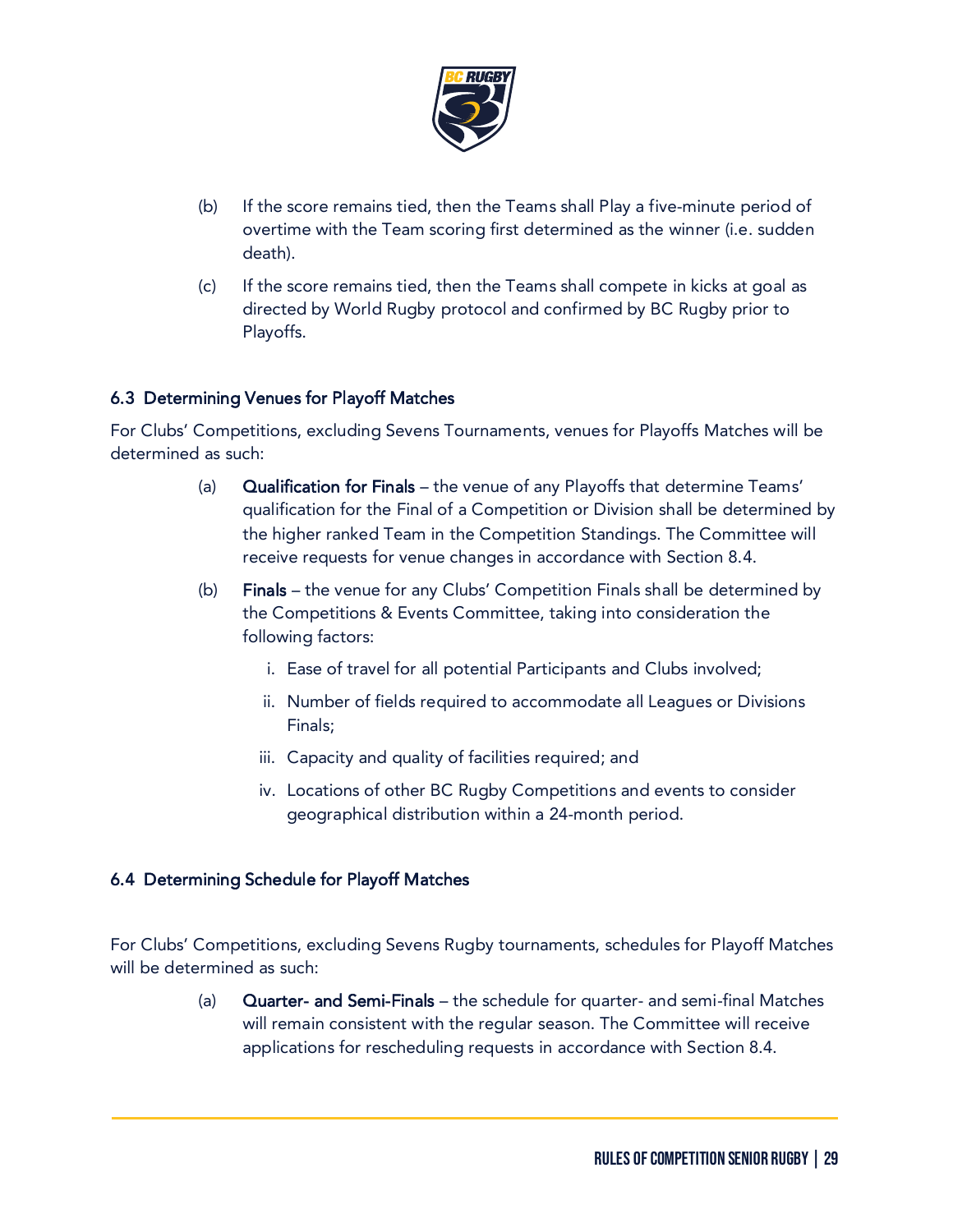(b) If the score remains tied, then the Teams shall Play a five-minute period of overtime with the Team scoring first determined as the winner (i.e. sudden death).

(c) If the score remains tied, then the Teams shall compete in kicks at goal as directed by World Rugby protocol and confirmed by BC Rugby prior to Playoffs.

### 6.3 Determining Venues for Playoff Matches

For Clubs' Competitions, excluding Sevens Tournaments, venues for Playoffs Matches will be determined as such:

(a) **Qualification for Finals** – the venue of any Playoffs that determine Teams' qualification for the Final of a Competition or Division shall be determined by the higher ranked Team in the Competition Standings. The Committee will receive requests for venue changes in accordance with Section 8.4.

(b) **Finals** – the venue for any Clubs' Competition Finals shall be determined by the Competitions & Events Committee, taking into consideration the following factors:

  i. Ease of travel for all potential Participants and Clubs involved;

  ii. Number of fields required to accommodate all Leagues or Divisions Finals;

  iii. Capacity and quality of facilities required; and

  iv. Locations of other BC Rugby Competitions and events to consider geographical distribution within a 24-month period.

### 6.4 Determining Schedule for Playoff Matches

For Clubs' Competitions, excluding Sevens Rugby tournaments, schedules for Playoff Matches will be determined as such:

(a) **Quarter- and Semi-Finals** – the schedule for quarter- and semi-final Matches will remain consistent with the regular season. The Committee will receive applications for rescheduling requests in accordance with Section 8.4.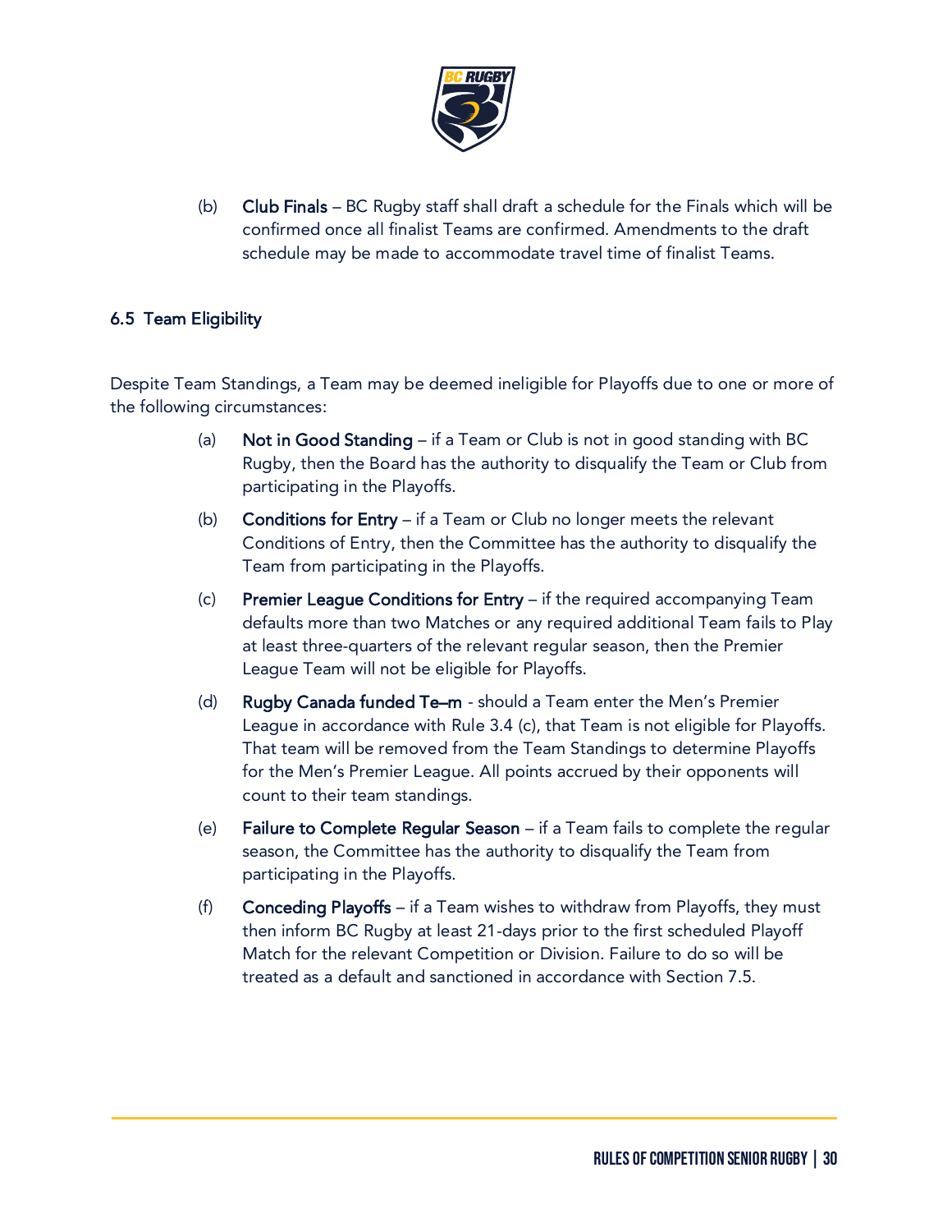(b) **Club Finals** – BC Rugby staff shall draft a schedule for the Finals which will be confirmed once all finalist Teams are confirmed. Amendments to the draft schedule may be made to accommodate travel time of finalist Teams.

### 6.5 Team Eligibility

Despite Team Standings, a Team may be deemed ineligible for Playoffs due to one or more of the following circumstances:

(a) **Not in Good Standing** – if a Team or Club is not in good standing with BC Rugby, then the Board has the authority to disqualify the Team or Club from participating in the Playoffs.

(b) **Conditions for Entry** – if a Team or Club no longer meets the relevant Conditions of Entry, then the Committee has the authority to disqualify the Team from participating in the Playoffs.

(c) **Premier League Conditions for Entry** – if the required accompanying Team defaults more than two Matches or any required additional Team fails to Play at least three-quarters of the relevant regular season, then the Premier League Team will not be eligible for Playoffs.

(d) **Rugby Canada funded Te–m** - should a Team enter the Men's Premier League in accordance with Rule 3.4 (c), that Team is not eligible for Playoffs. That team will be removed from the Team Standings to determine Playoffs for the Men's Premier League. All points accrued by their opponents will count to their team standings.

(e) **Failure to Complete Regular Season** – if a Team fails to complete the regular season, the Committee has the authority to disqualify the Team from participating in the Playoffs.

(f) **Conceding Playoffs** – if a Team wishes to withdraw from Playoffs, they must then inform BC Rugby at least 21-days prior to the first scheduled Playoff Match for the relevant Competition or Division. Failure to do so will be treated as a default and sanctioned in accordance with Section 7.5.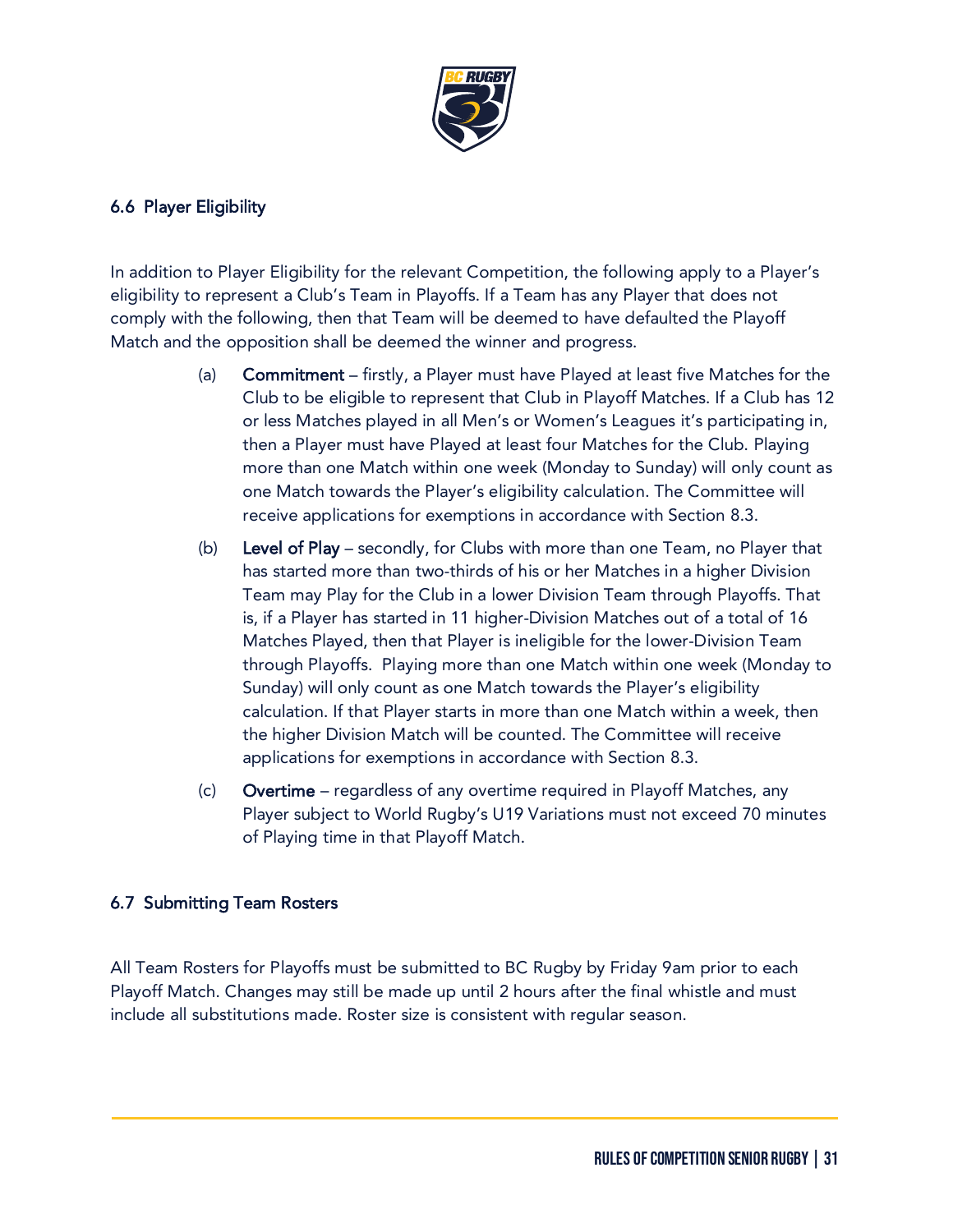### 6.6 Player Eligibility

In addition to Player Eligibility for the relevant Competition, the following apply to a Player's eligibility to represent a Club's Team in Playoffs. If a Team has any Player that does not comply with the following, then that Team will be deemed to have defaulted the Playoff Match and the opposition shall be deemed the winner and progress.

(a) **Commitment** – firstly, a Player must have Played at least five Matches for the Club to be eligible to represent that Club in Playoff Matches. If a Club has 12 or less Matches played in all Men's or Women's Leagues it's participating in, then a Player must have Played at least four Matches for the Club. Playing more than one Match within one week (Monday to Sunday) will only count as one Match towards the Player's eligibility calculation. The Committee will receive applications for exemptions in accordance with Section 8.3.

(b) **Level of Play** – secondly, for Clubs with more than one Team, no Player that has started more than two-thirds of his or her Matches in a higher Division Team may Play for the Club in a lower Division Team through Playoffs. That is, if a Player has started in 11 higher-Division Matches out of a total of 16 Matches Played, then that Player is ineligible for the lower-Division Team through Playoffs. Playing more than one Match within one week (Monday to Sunday) will only count as one Match towards the Player's eligibility calculation. If that Player starts in more than one Match within a week, then the higher Division Match will be counted. The Committee will receive applications for exemptions in accordance with Section 8.3.

(c) **Overtime** – regardless of any overtime required in Playoff Matches, any Player subject to World Rugby's U19 Variations must not exceed 70 minutes of Playing time in that Playoff Match.

### 6.7 Submitting Team Rosters

All Team Rosters for Playoffs must be submitted to BC Rugby by Friday 9am prior to each Playoff Match. Changes may still be made up until 2 hours after the final whistle and must include all substitutions made. Roster size is consistent with regular season.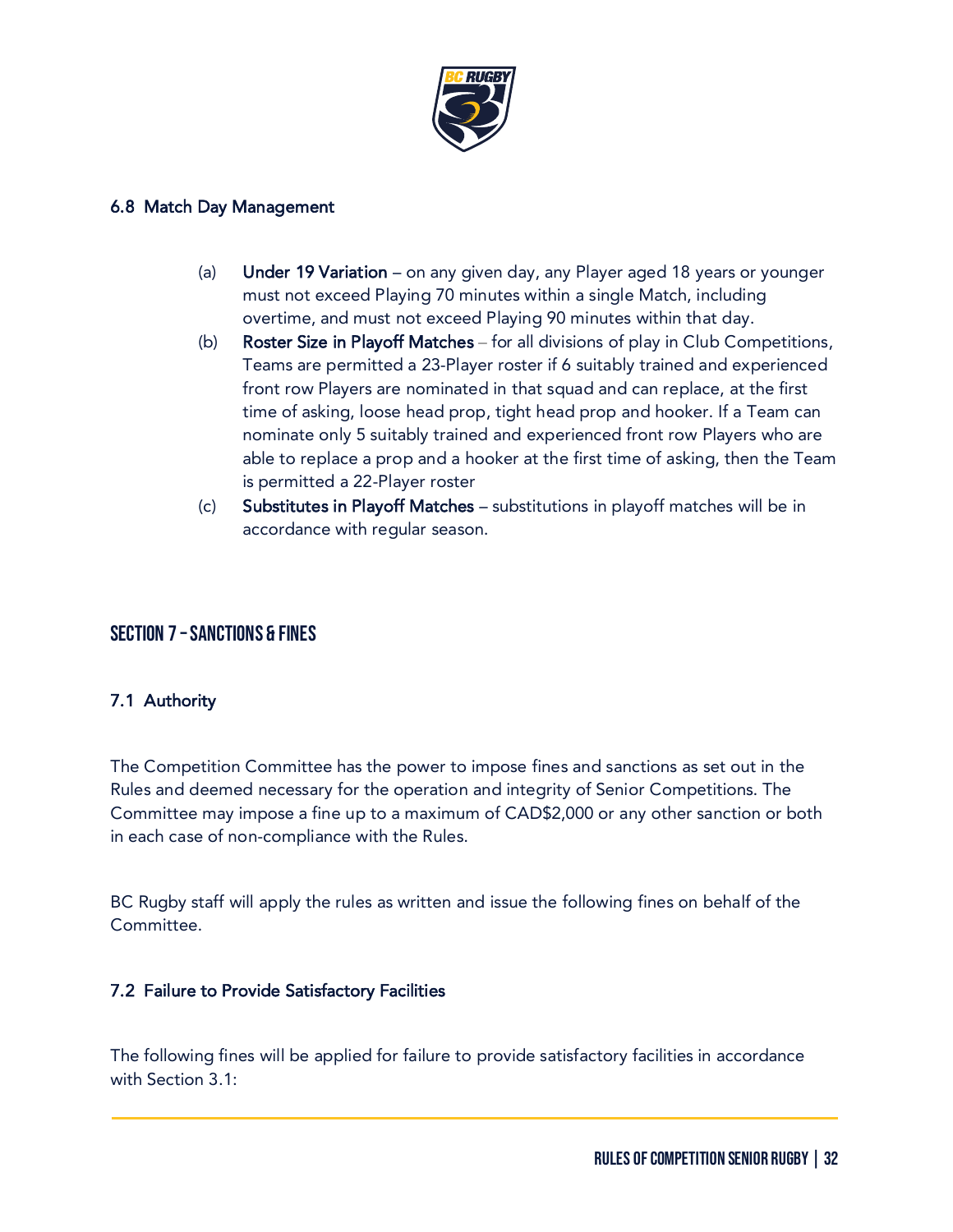### 6.8 Match Day Management

(a) **Under 19 Variation** – on any given day, any Player aged 18 years or younger must not exceed Playing 70 minutes within a single Match, including overtime, and must not exceed Playing 90 minutes within that day.

(b) **Roster Size in Playoff Matches** – for all divisions of play in Club Competitions, Teams are permitted a 23-Player roster if 6 suitably trained and experienced front row Players are nominated in that squad and can replace, at the first time of asking, loose head prop, tight head prop and hooker. If a Team can nominate only 5 suitably trained and experienced front row Players who are able to replace a prop and a hooker at the first time of asking, then the Team is permitted a 22-Player roster

(c) **Substitutes in Playoff Matches** – substitutions in playoff matches will be in accordance with regular season.

## SECTION 7 – SANCTIONS & FINES

### 7.1 Authority

The Competition Committee has the power to impose fines and sanctions as set out in the Rules and deemed necessary for the operation and integrity of Senior Competitions. The Committee may impose a fine up to a maximum of CAD$2,000 or any other sanction or both in each case of non-compliance with the Rules.

BC Rugby staff will apply the rules as written and issue the following fines on behalf of the Committee.

### 7.2 Failure to Provide Satisfactory Facilities

The following fines will be applied for failure to provide satisfactory facilities in accordance with Section 3.1: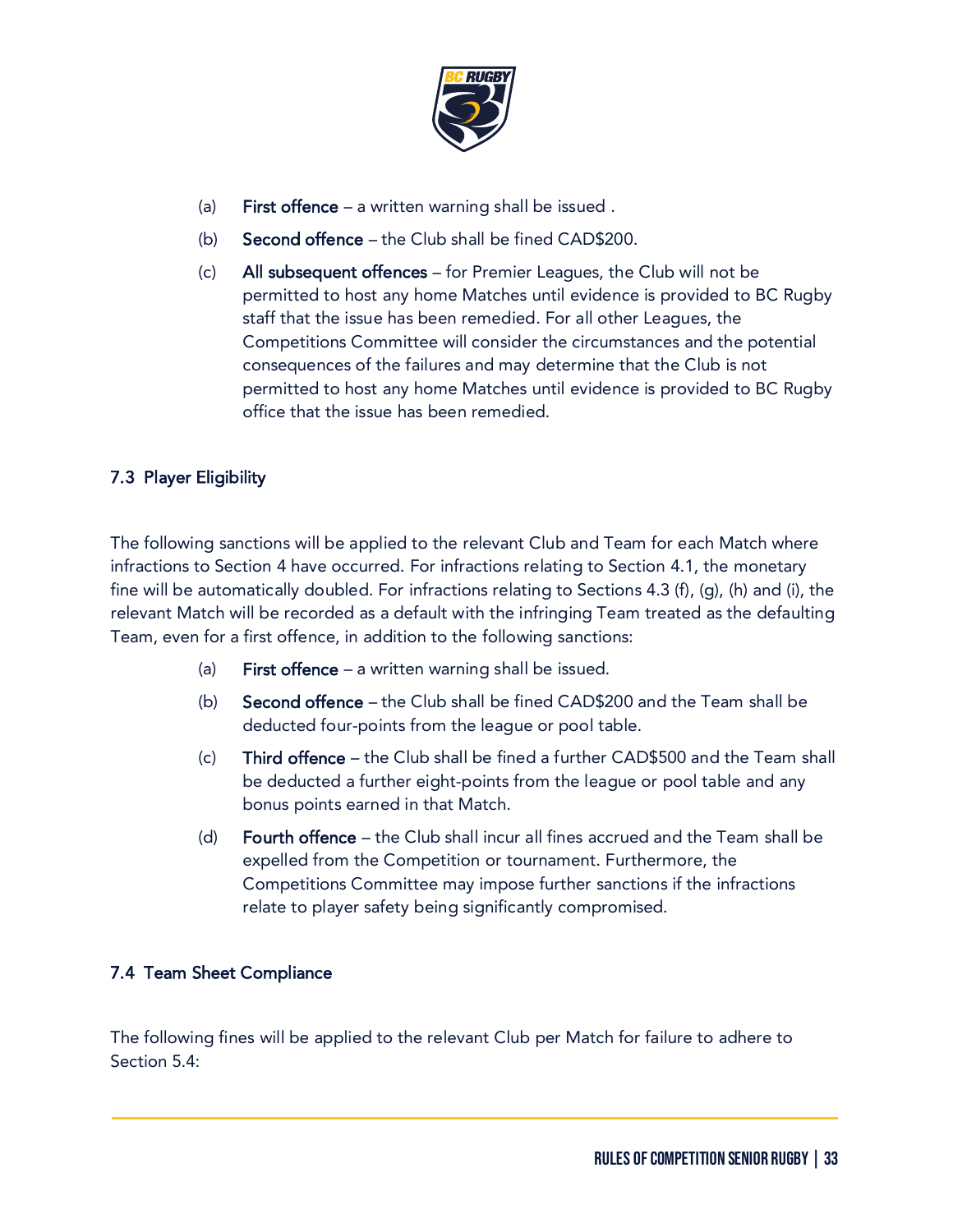(a) **First offence** – a written warning shall be issued .

(b) **Second offence** – the Club shall be fined CAD$200.

(c) **All subsequent offences** – for Premier Leagues, the Club will not be permitted to host any home Matches until evidence is provided to BC Rugby staff that the issue has been remedied. For all other Leagues, the Competitions Committee will consider the circumstances and the potential consequences of the failures and may determine that the Club is not permitted to host any home Matches until evidence is provided to BC Rugby office that the issue has been remedied.

### 7.3 Player Eligibility

The following sanctions will be applied to the relevant Club and Team for each Match where infractions to Section 4 have occurred. For infractions relating to Section 4.1, the monetary fine will be automatically doubled. For infractions relating to Sections 4.3 (f), (g), (h) and (i), the relevant Match will be recorded as a default with the infringing Team treated as the defaulting Team, even for a first offence, in addition to the following sanctions:

(a) **First offence** – a written warning shall be issued.

(b) **Second offence** – the Club shall be fined CAD$200 and the Team shall be deducted four-points from the league or pool table.

(c) **Third offence** – the Club shall be fined a further CAD$500 and the Team shall be deducted a further eight-points from the league or pool table and any bonus points earned in that Match.

(d) **Fourth offence** – the Club shall incur all fines accrued and the Team shall be expelled from the Competition or tournament. Furthermore, the Competitions Committee may impose further sanctions if the infractions relate to player safety being significantly compromised.

### 7.4 Team Sheet Compliance

The following fines will be applied to the relevant Club per Match for failure to adhere to Section 5.4: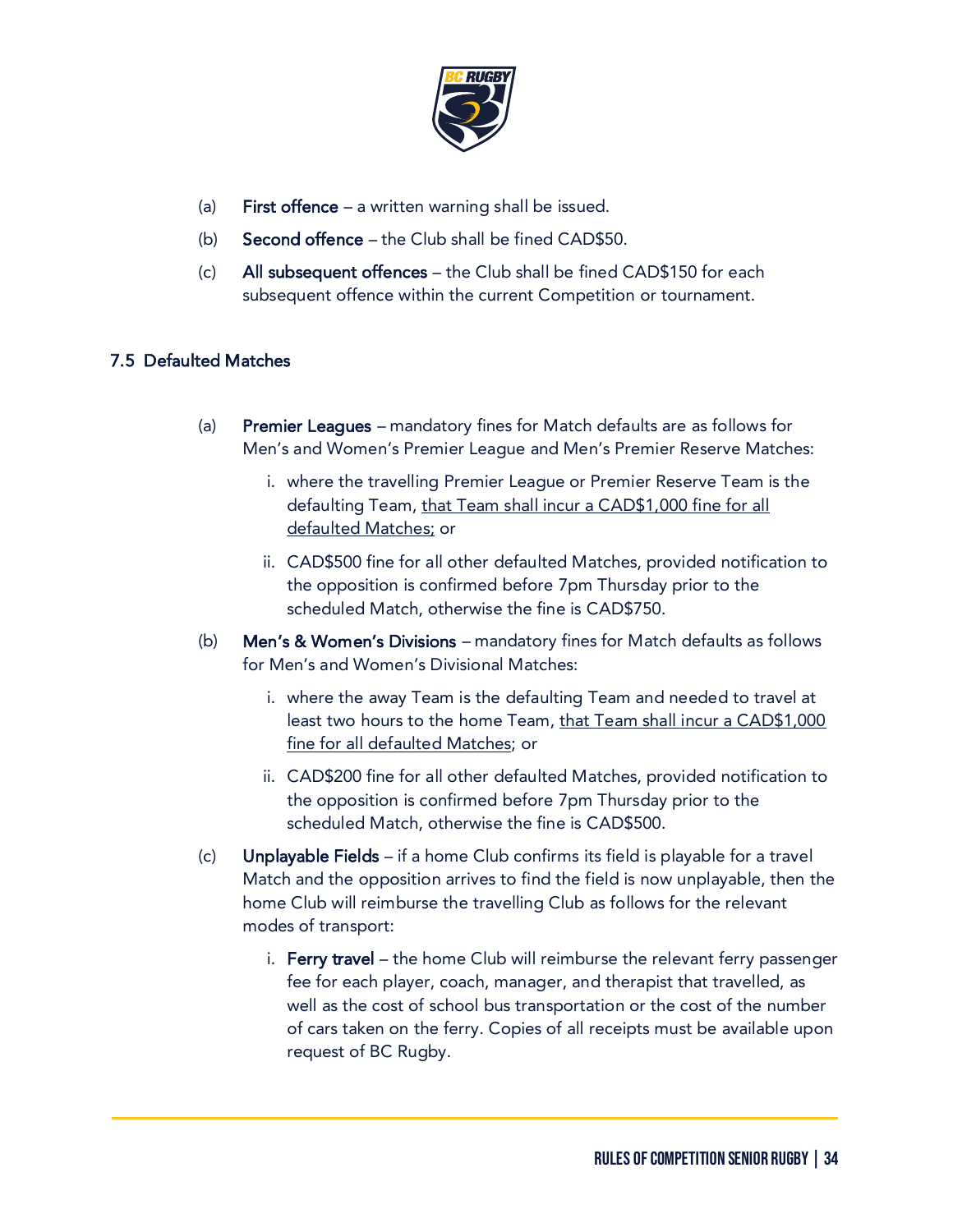(a) **First offence** – a written warning shall be issued.

(b) **Second offence** – the Club shall be fined CAD$50.

(c) **All subsequent offences** – the Club shall be fined CAD$150 for each subsequent offence within the current Competition or tournament.

### 7.5 Defaulted Matches

(a) **Premier Leagues** – mandatory fines for Match defaults are as follows for Men's and Women's Premier League and Men's Premier Reserve Matches:

i. where the travelling Premier League or Premier Reserve Team is the defaulting Team, <u>that Team shall incur a CAD$1,000 fine for all defaulted Matches;</u> or

ii. CAD$500 fine for all other defaulted Matches, provided notification to the opposition is confirmed before 7pm Thursday prior to the scheduled Match, otherwise the fine is CAD$750.

(b) **Men's & Women's Divisions** – mandatory fines for Match defaults as follows for Men's and Women's Divisional Matches:

i. where the away Team is the defaulting Team and needed to travel at least two hours to the home Team, <u>that Team shall incur a CAD$1,000 fine for all defaulted Matches</u>; or

ii. CAD$200 fine for all other defaulted Matches, provided notification to the opposition is confirmed before 7pm Thursday prior to the scheduled Match, otherwise the fine is CAD$500.

(c) **Unplayable Fields** – if a home Club confirms its field is playable for a travel Match and the opposition arrives to find the field is now unplayable, then the home Club will reimburse the travelling Club as follows for the relevant modes of transport:

i. **Ferry travel** – the home Club will reimburse the relevant ferry passenger fee for each player, coach, manager, and therapist that travelled, as well as the cost of school bus transportation or the cost of the number of cars taken on the ferry. Copies of all receipts must be available upon request of BC Rugby.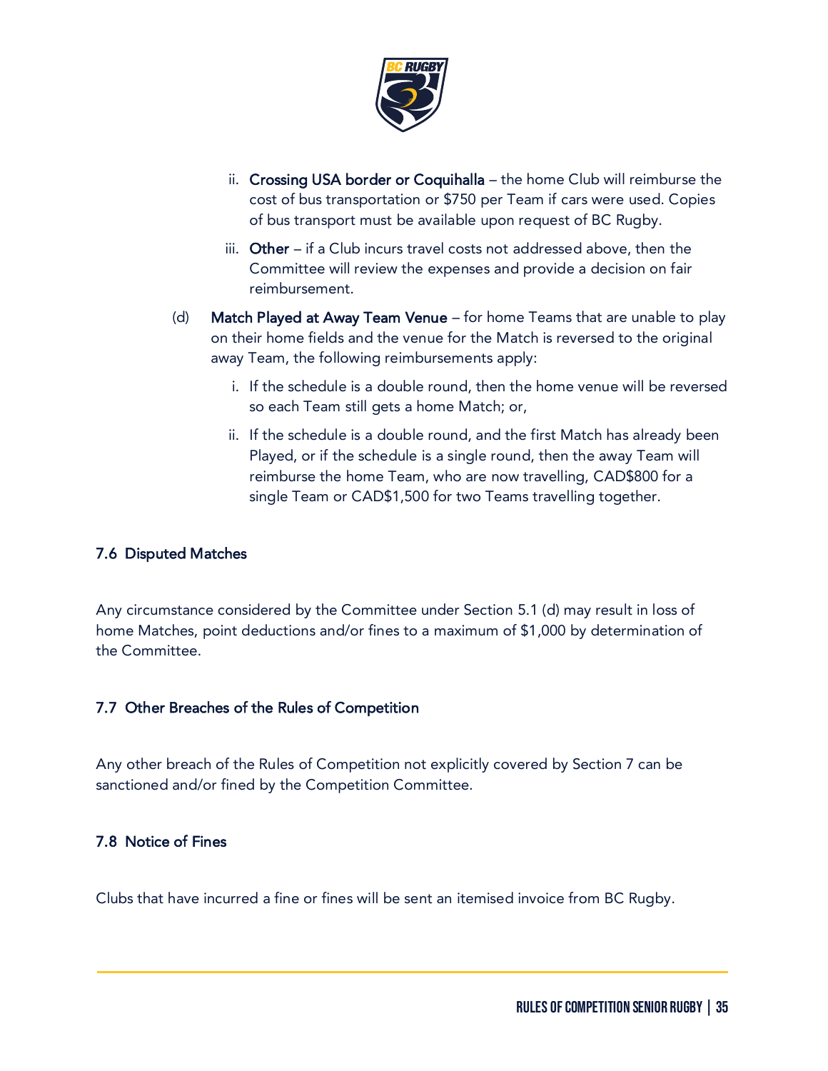ii. **Crossing USA border or Coquihalla** – the home Club will reimburse the cost of bus transportation or $750 per Team if cars were used. Copies of bus transport must be available upon request of BC Rugby.

    iii. **Other** – if a Club incurs travel costs not addressed above, then the Committee will review the expenses and provide a decision on fair reimbursement.

(d) **Match Played at Away Team Venue** – for home Teams that are unable to play on their home fields and the venue for the Match is reversed to the original away Team, the following reimbursements apply:

    i. If the schedule is a double round, then the home venue will be reversed so each Team still gets a home Match; or,

    ii. If the schedule is a double round, and the first Match has already been Played, or if the schedule is a single round, then the away Team will reimburse the home Team, who are now travelling, CAD$800 for a single Team or CAD$1,500 for two Teams travelling together.

### 7.6 Disputed Matches

Any circumstance considered by the Committee under Section 5.1 (d) may result in loss of home Matches, point deductions and/or fines to a maximum of $1,000 by determination of the Committee.

### 7.7 Other Breaches of the Rules of Competition

Any other breach of the Rules of Competition not explicitly covered by Section 7 can be sanctioned and/or fined by the Competition Committee.

### 7.8 Notice of Fines

Clubs that have incurred a fine or fines will be sent an itemised invoice from BC Rugby.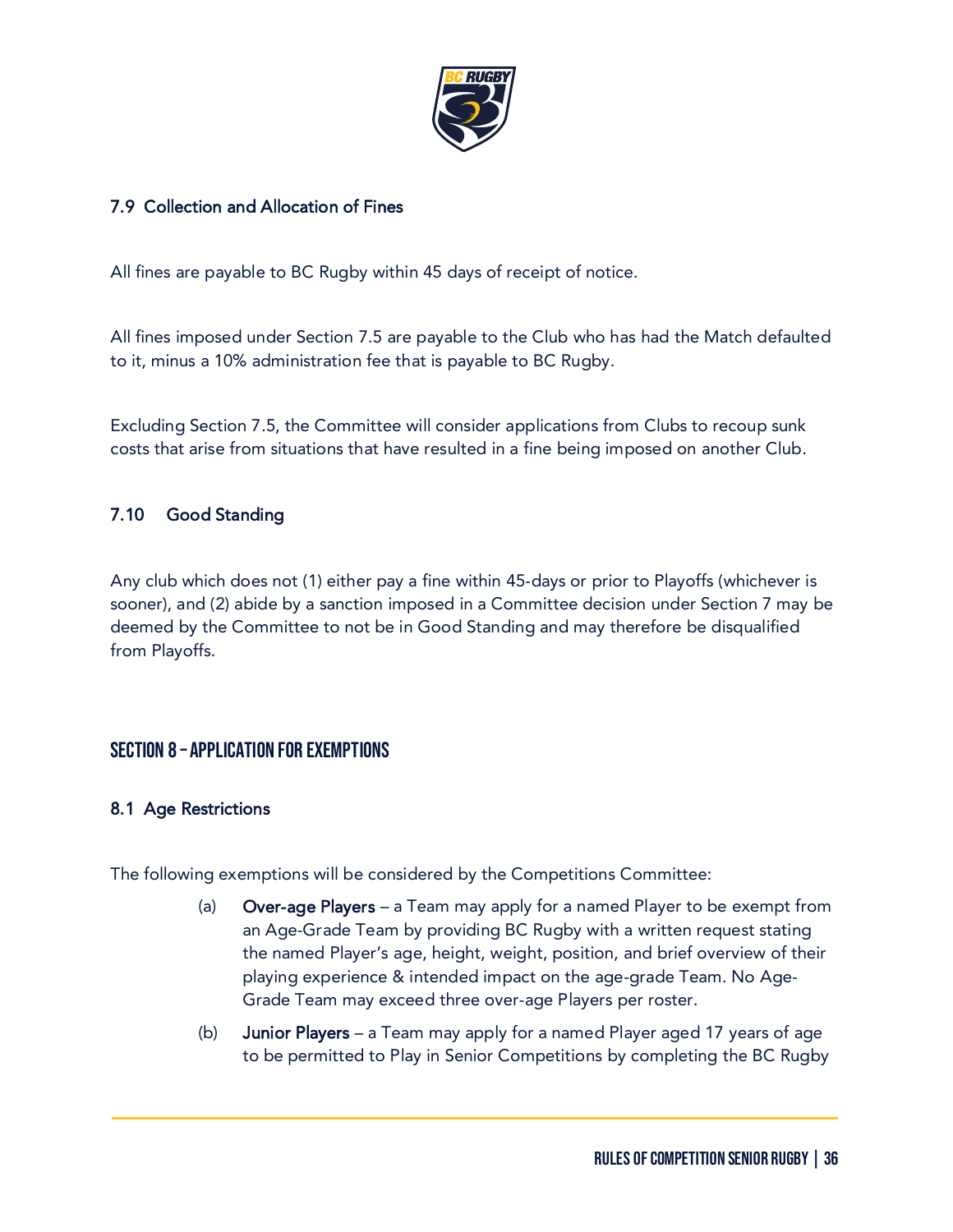### 7.9 Collection and Allocation of Fines

All fines are payable to BC Rugby within 45 days of receipt of notice.

All fines imposed under Section 7.5 are payable to the Club who has had the Match defaulted to it, minus a 10% administration fee that is payable to BC Rugby.

Excluding Section 7.5, the Committee will consider applications from Clubs to recoup sunk costs that arise from situations that have resulted in a fine being imposed on another Club.

### 7.10 Good Standing

Any club which does not (1) either pay a fine within 45-days or prior to Playoffs (whichever is sooner), and (2) abide by a sanction imposed in a Committee decision under Section 7 may be deemed by the Committee to not be in Good Standing and may therefore be disqualified from Playoffs.

## SECTION 8 – APPLICATION FOR EXEMPTIONS

### 8.1 Age Restrictions

The following exemptions will be considered by the Competitions Committee:

(a) **Over-age Players** – a Team may apply for a named Player to be exempt from an Age-Grade Team by providing BC Rugby with a written request stating the named Player's age, height, weight, position, and brief overview of their playing experience & intended impact on the age-grade Team. No Age-Grade Team may exceed three over-age Players per roster.

(b) **Junior Players** – a Team may apply for a named Player aged 17 years of age to be permitted to Play in Senior Competitions by completing the BC Rugby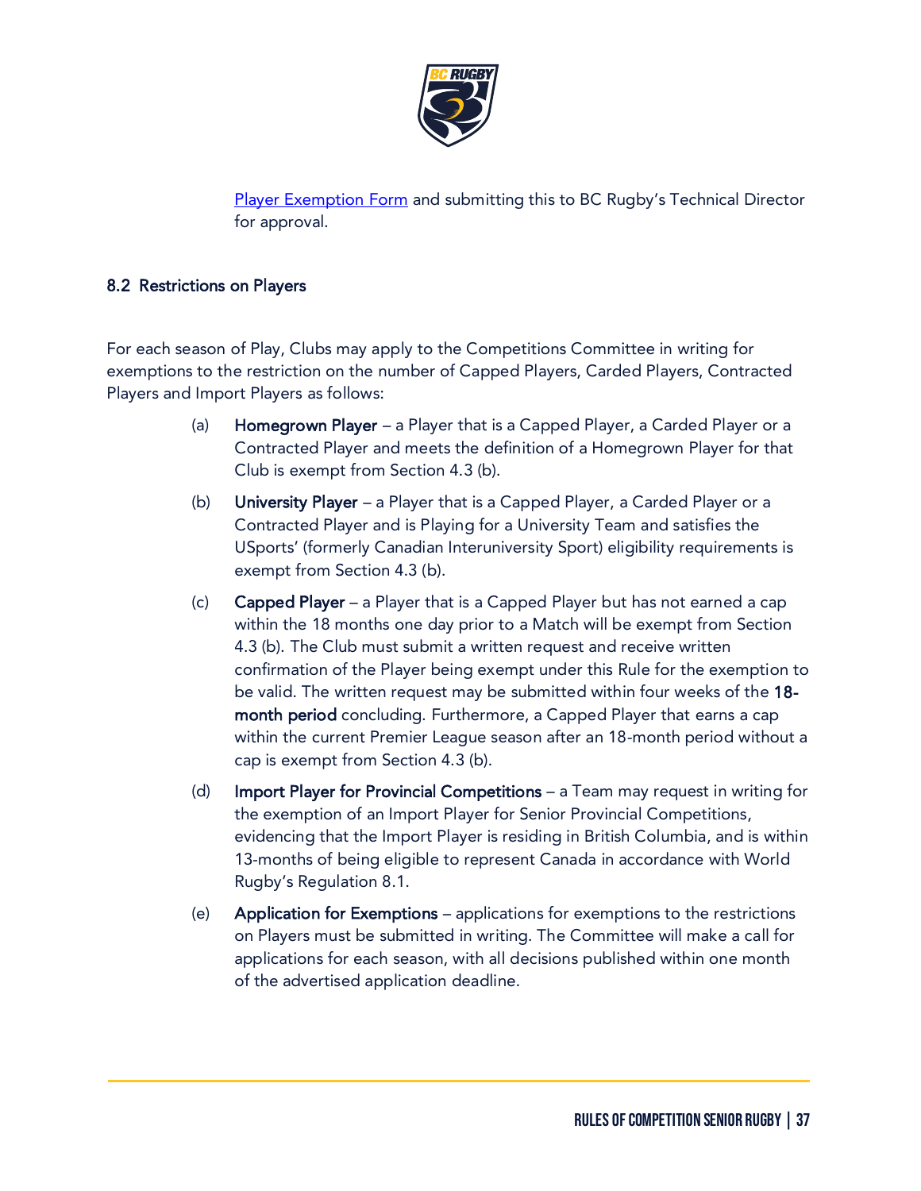Player Exemption Form and submitting this to BC Rugby's Technical Director for approval.

### 8.2 Restrictions on Players

For each season of Play, Clubs may apply to the Competitions Committee in writing for exemptions to the restriction on the number of Capped Players, Carded Players, Contracted Players and Import Players as follows:

(a) **Homegrown Player** – a Player that is a Capped Player, a Carded Player or a Contracted Player and meets the definition of a Homegrown Player for that Club is exempt from Section 4.3 (b).

(b) **University Player** – a Player that is a Capped Player, a Carded Player or a Contracted Player and is Playing for a University Team and satisfies the USports' (formerly Canadian Interuniversity Sport) eligibility requirements is exempt from Section 4.3 (b).

(c) **Capped Player** – a Player that is a Capped Player but has not earned a cap within the 18 months one day prior to a Match will be exempt from Section 4.3 (b). The Club must submit a written request and receive written confirmation of the Player being exempt under this Rule for the exemption to be valid. The written request may be submitted within four weeks of the **18-month period** concluding. Furthermore, a Capped Player that earns a cap within the current Premier League season after an 18-month period without a cap is exempt from Section 4.3 (b).

(d) **Import Player for Provincial Competitions** – a Team may request in writing for the exemption of an Import Player for Senior Provincial Competitions, evidencing that the Import Player is residing in British Columbia, and is within 13-months of being eligible to represent Canada in accordance with World Rugby's Regulation 8.1.

(e) **Application for Exemptions** – applications for exemptions to the restrictions on Players must be submitted in writing. The Committee will make a call for applications for each season, with all decisions published within one month of the advertised application deadline.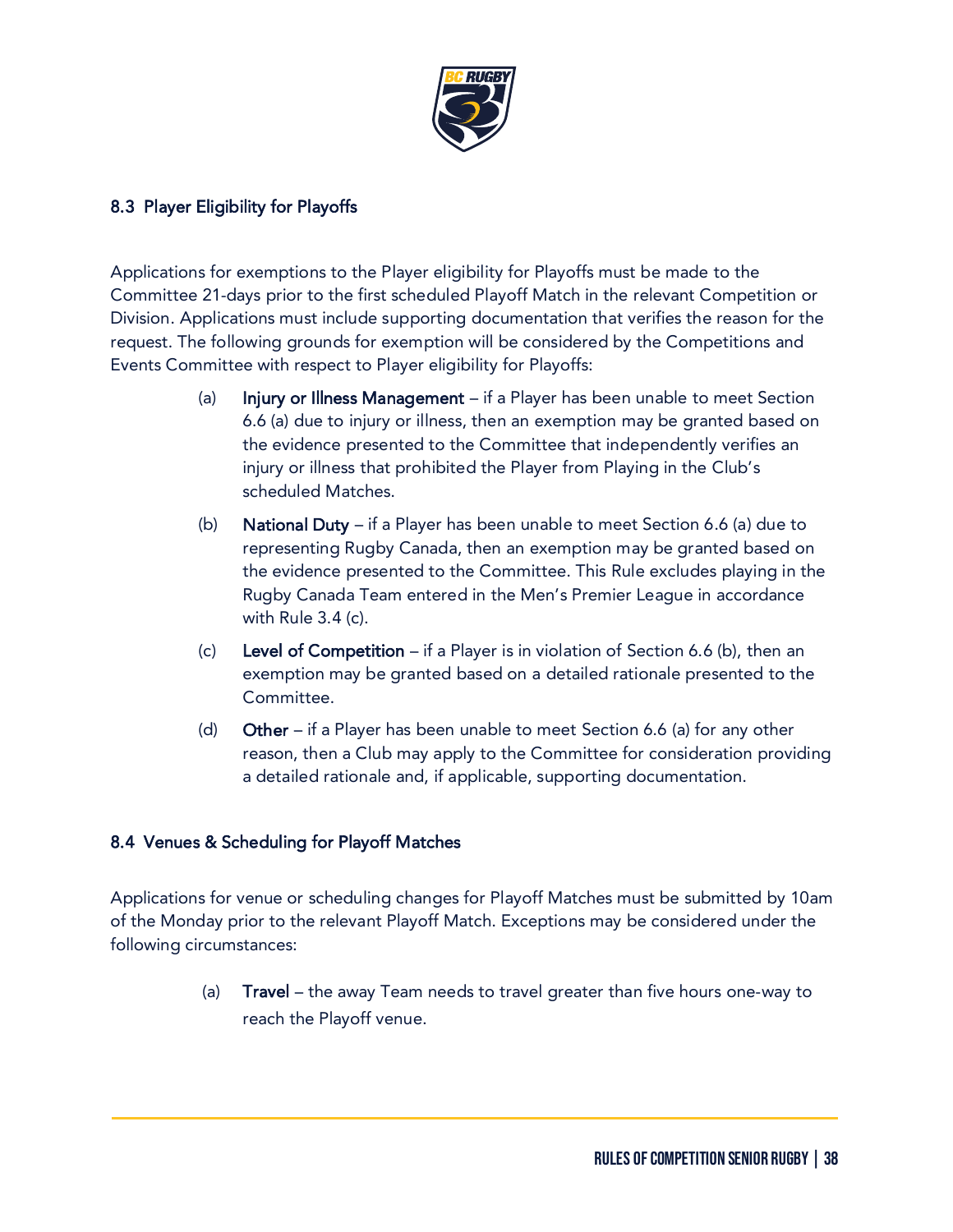### 8.3 Player Eligibility for Playoffs

Applications for exemptions to the Player eligibility for Playoffs must be made to the Committee 21-days prior to the first scheduled Playoff Match in the relevant Competition or Division. Applications must include supporting documentation that verifies the reason for the request. The following grounds for exemption will be considered by the Competitions and Events Committee with respect to Player eligibility for Playoffs:

(a) **Injury or Illness Management** – if a Player has been unable to meet Section 6.6 (a) due to injury or illness, then an exemption may be granted based on the evidence presented to the Committee that independently verifies an injury or illness that prohibited the Player from Playing in the Club's scheduled Matches.

(b) **National Duty** – if a Player has been unable to meet Section 6.6 (a) due to representing Rugby Canada, then an exemption may be granted based on the evidence presented to the Committee. This Rule excludes playing in the Rugby Canada Team entered in the Men's Premier League in accordance with Rule 3.4 (c).

(c) **Level of Competition** – if a Player is in violation of Section 6.6 (b), then an exemption may be granted based on a detailed rationale presented to the Committee.

(d) **Other** – if a Player has been unable to meet Section 6.6 (a) for any other reason, then a Club may apply to the Committee for consideration providing a detailed rationale and, if applicable, supporting documentation.

### 8.4 Venues & Scheduling for Playoff Matches

Applications for venue or scheduling changes for Playoff Matches must be submitted by 10am of the Monday prior to the relevant Playoff Match. Exceptions may be considered under the following circumstances:

(a) **Travel** – the away Team needs to travel greater than five hours one-way to reach the Playoff venue.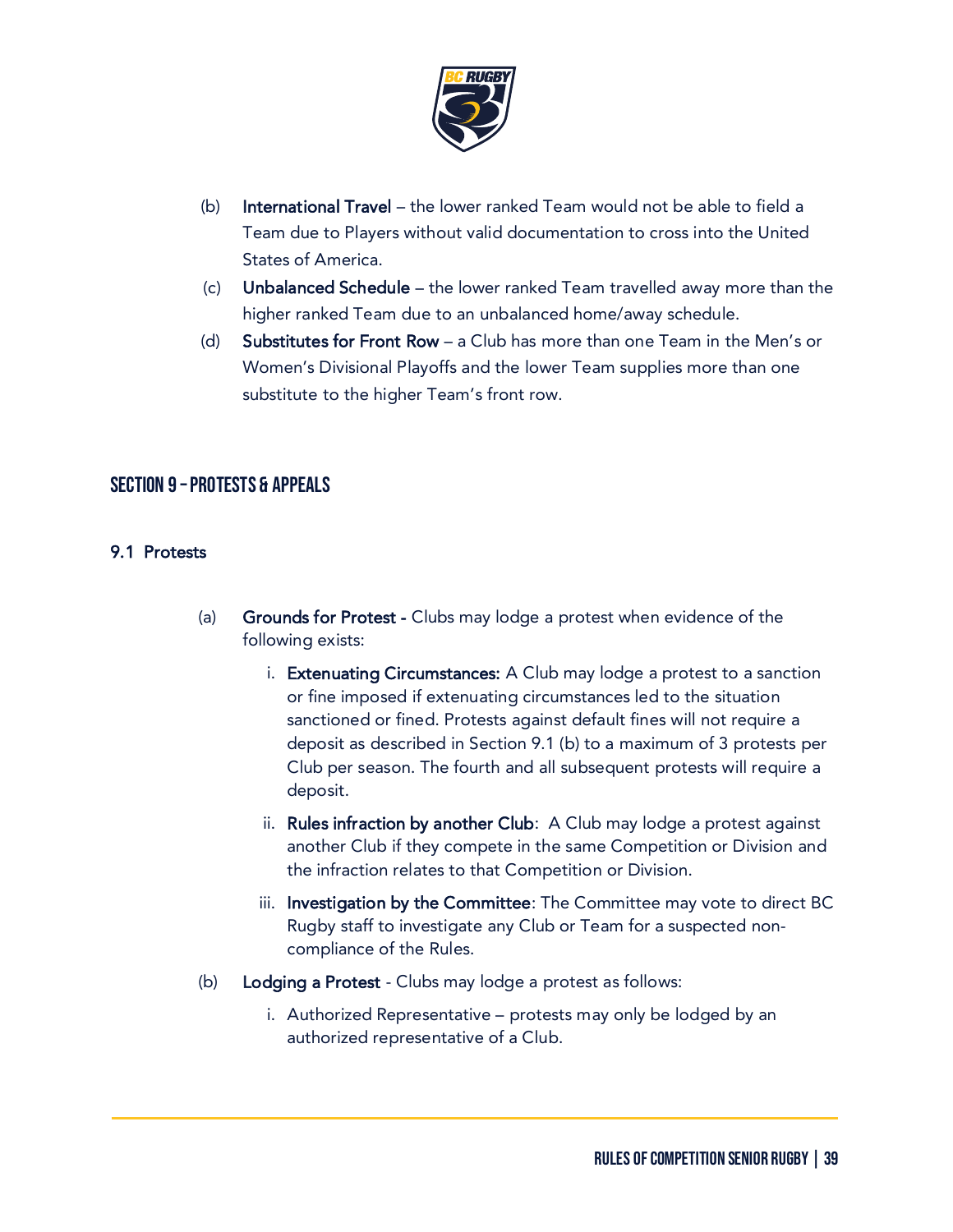(b) **International Travel** – the lower ranked Team would not be able to field a Team due to Players without valid documentation to cross into the United States of America.

(c) **Unbalanced Schedule** – the lower ranked Team travelled away more than the higher ranked Team due to an unbalanced home/away schedule.

(d) **Substitutes for Front Row** – a Club has more than one Team in the Men's or Women's Divisional Playoffs and the lower Team supplies more than one substitute to the higher Team's front row.

## SECTION 9 – PROTESTS & APPEALS

### 9.1 Protests

(a) **Grounds for Protest -** Clubs may lodge a protest when evidence of the following exists:

i. **Extenuating Circumstances:** A Club may lodge a protest to a sanction or fine imposed if extenuating circumstances led to the situation sanctioned or fined. Protests against default fines will not require a deposit as described in Section 9.1 (b) to a maximum of 3 protests per Club per season. The fourth and all subsequent protests will require a deposit.

ii. **Rules infraction by another Club**: A Club may lodge a protest against another Club if they compete in the same Competition or Division and the infraction relates to that Competition or Division.

iii. **Investigation by the Committee**: The Committee may vote to direct BC Rugby staff to investigate any Club or Team for a suspected non-compliance of the Rules.

(b) **Lodging a Protest** - Clubs may lodge a protest as follows:

i. Authorized Representative – protests may only be lodged by an authorized representative of a Club.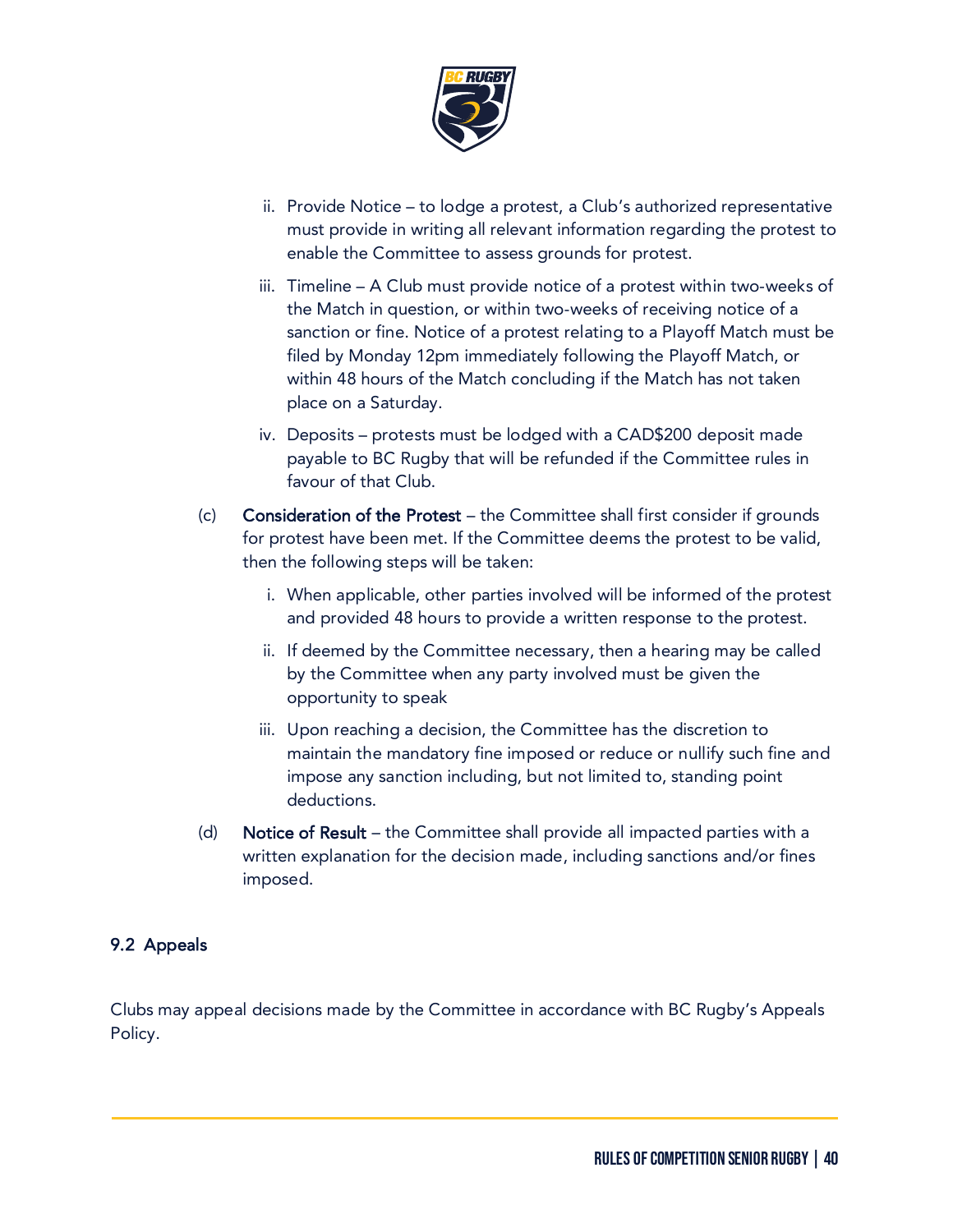ii. Provide Notice – to lodge a protest, a Club's authorized representative must provide in writing all relevant information regarding the protest to enable the Committee to assess grounds for protest.

iii. Timeline – A Club must provide notice of a protest within two-weeks of the Match in question, or within two-weeks of receiving notice of a sanction or fine. Notice of a protest relating to a Playoff Match must be filed by Monday 12pm immediately following the Playoff Match, or within 48 hours of the Match concluding if the Match has not taken place on a Saturday.

iv. Deposits – protests must be lodged with a CAD$200 deposit made payable to BC Rugby that will be refunded if the Committee rules in favour of that Club.

(c) **Consideration of the Protest** – the Committee shall first consider if grounds for protest have been met. If the Committee deems the protest to be valid, then the following steps will be taken:

i. When applicable, other parties involved will be informed of the protest and provided 48 hours to provide a written response to the protest.

ii. If deemed by the Committee necessary, then a hearing may be called by the Committee when any party involved must be given the opportunity to speak

iii. Upon reaching a decision, the Committee has the discretion to maintain the mandatory fine imposed or reduce or nullify such fine and impose any sanction including, but not limited to, standing point deductions.

(d) **Notice of Result** – the Committee shall provide all impacted parties with a written explanation for the decision made, including sanctions and/or fines imposed.

## 9.2 Appeals

Clubs may appeal decisions made by the Committee in accordance with BC Rugby's Appeals Policy.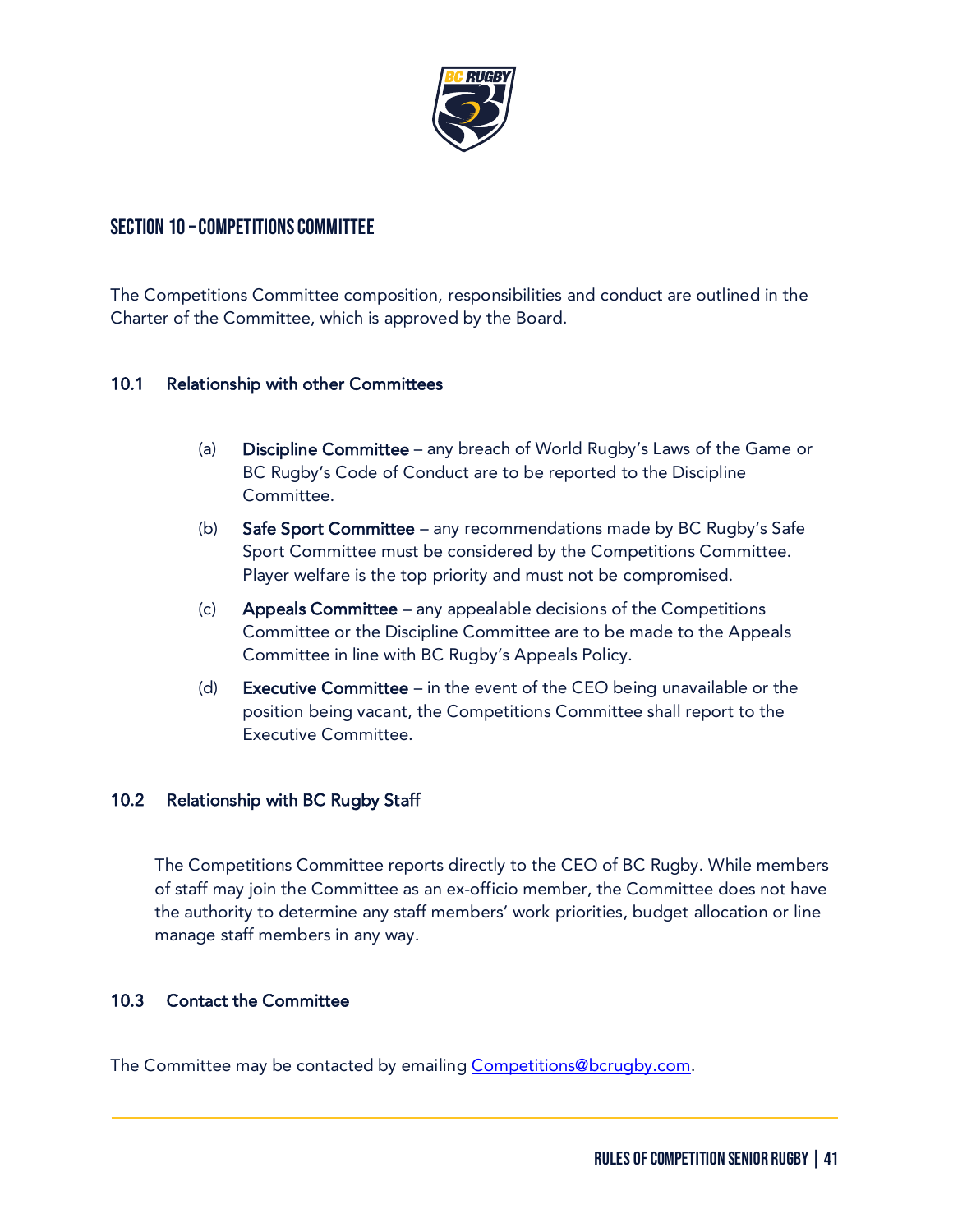## SECTION 10 – COMPETITIONS COMMITTEE

The Competitions Committee composition, responsibilities and conduct are outlined in the Charter of the Committee, which is approved by the Board.

### 10.1 Relationship with other Committees

(a) **Discipline Committee** – any breach of World Rugby's Laws of the Game or BC Rugby's Code of Conduct are to be reported to the Discipline Committee.

(b) **Safe Sport Committee** – any recommendations made by BC Rugby's Safe Sport Committee must be considered by the Competitions Committee. Player welfare is the top priority and must not be compromised.

(c) **Appeals Committee** – any appealable decisions of the Competitions Committee or the Discipline Committee are to be made to the Appeals Committee in line with BC Rugby's Appeals Policy.

(d) **Executive Committee** – in the event of the CEO being unavailable or the position being vacant, the Competitions Committee shall report to the Executive Committee.

### 10.2 Relationship with BC Rugby Staff

The Competitions Committee reports directly to the CEO of BC Rugby. While members of staff may join the Committee as an ex-officio member, the Committee does not have the authority to determine any staff members' work priorities, budget allocation or line manage staff members in any way.

### 10.3 Contact the Committee

The Committee may be contacted by emailing [Competitions@bcrugby.com](mailto:Competitions@bcrugby.com).